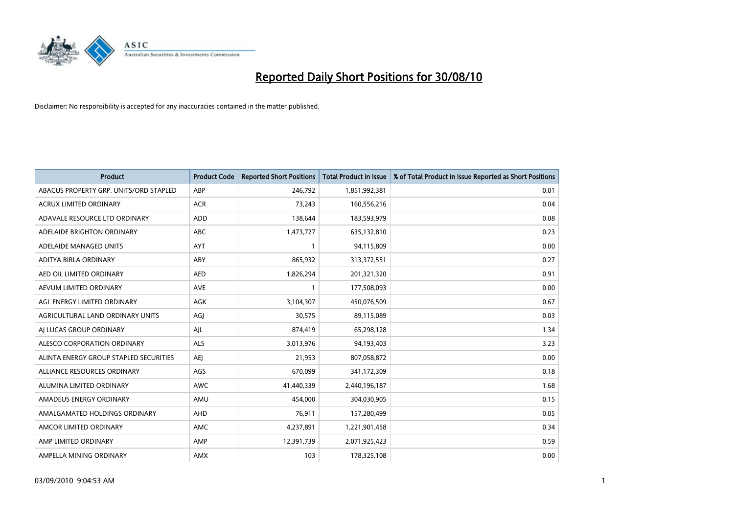# Reported Daily Short Positions for 30/08/10

Disclaimer: No responsibility is accepted for any inaccuracies contained in the matter published.

| Product | Product Code | Reported Short Positions | Total Product in Issue | % of Total Product in Issue Reported as Short Positions |
| --- | --- | --- | --- | --- |
| ABACUS PROPERTY GRP. UNITS/ORD STAPLED | ABP | 246,792 | 1,851,992,381 | 0.01 |
| ACRUX LIMITED ORDINARY | ACR | 73,243 | 160,556,216 | 0.04 |
| ADAVALE RESOURCE LTD ORDINARY | ADD | 138,644 | 183,593,979 | 0.08 |
| ADELAIDE BRIGHTON ORDINARY | ABC | 1,473,727 | 635,132,810 | 0.23 |
| ADELAIDE MANAGED UNITS | AYT | 1 | 94,115,809 | 0.00 |
| ADITYA BIRLA ORDINARY | ABY | 865,932 | 313,372,551 | 0.27 |
| AED OIL LIMITED ORDINARY | AED | 1,826,294 | 201,321,320 | 0.91 |
| AEVUM LIMITED ORDINARY | AVE | 1 | 177,508,093 | 0.00 |
| AGL ENERGY LIMITED ORDINARY | AGK | 3,104,307 | 450,076,509 | 0.67 |
| AGRICULTURAL LAND ORDINARY UNITS | AGJ | 30,575 | 89,115,089 | 0.03 |
| AJ LUCAS GROUP ORDINARY | AJL | 874,419 | 65,298,128 | 1.34 |
| ALESCO CORPORATION ORDINARY | ALS | 3,013,976 | 94,193,403 | 3.23 |
| ALINTA ENERGY GROUP STAPLED SECURITIES | AEJ | 21,953 | 807,058,872 | 0.00 |
| ALLIANCE RESOURCES ORDINARY | AGS | 670,099 | 341,172,309 | 0.18 |
| ALUMINA LIMITED ORDINARY | AWC | 41,440,339 | 2,440,196,187 | 1.68 |
| AMADEUS ENERGY ORDINARY | AMU | 454,000 | 304,030,905 | 0.15 |
| AMALGAMATED HOLDINGS ORDINARY | AHD | 76,911 | 157,280,499 | 0.05 |
| AMCOR LIMITED ORDINARY | AMC | 4,237,891 | 1,221,901,458 | 0.34 |
| AMP LIMITED ORDINARY | AMP | 12,391,739 | 2,071,925,423 | 0.59 |
| AMPELLA MINING ORDINARY | AMX | 103 | 178,325,108 | 0.00 |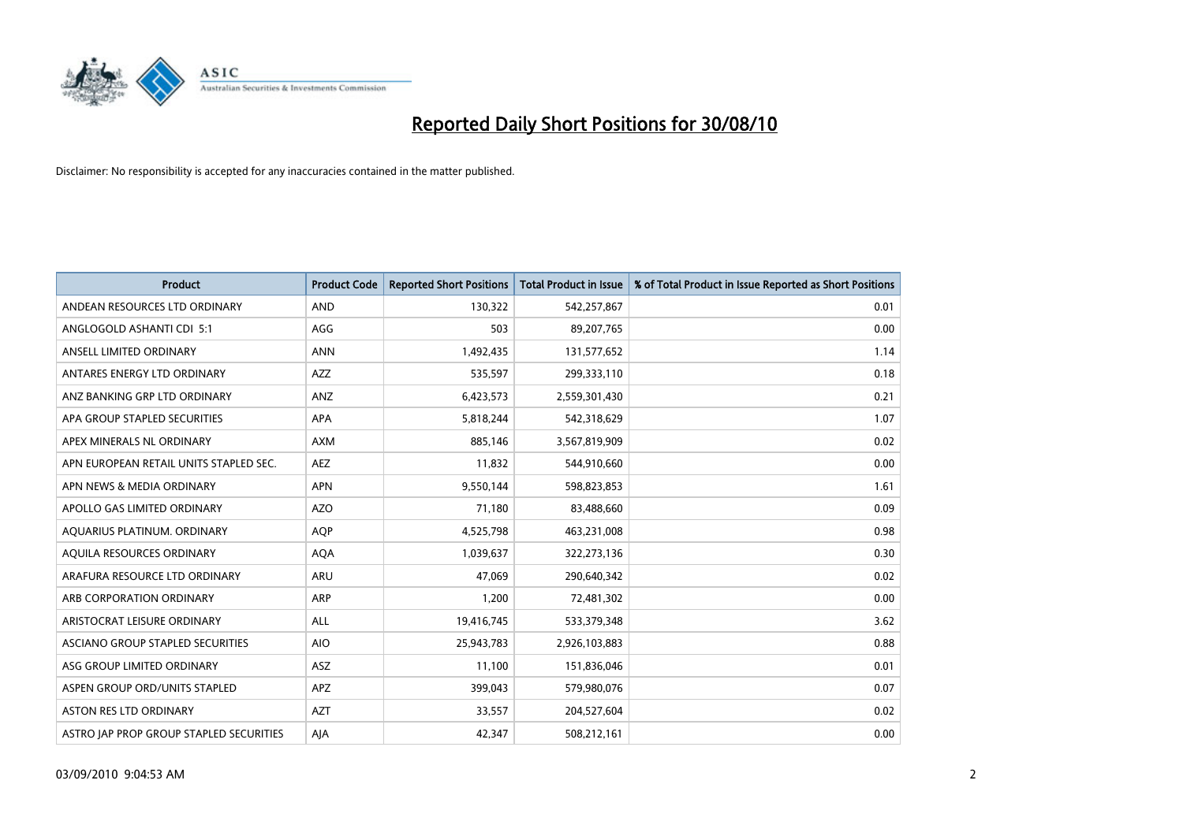# Reported Daily Short Positions for 30/08/10

Disclaimer: No responsibility is accepted for any inaccuracies contained in the matter published.

| Product | Product Code | Reported Short Positions | Total Product in Issue | % of Total Product in Issue Reported as Short Positions |
|---|---|---|---|---|
| ANDEAN RESOURCES LTD ORDINARY | AND | 130,322 | 542,257,867 | 0.01 |
| ANGLOGOLD ASHANTI CDI 5:1 | AGG | 503 | 89,207,765 | 0.00 |
| ANSELL LIMITED ORDINARY | ANN | 1,492,435 | 131,577,652 | 1.14 |
| ANTARES ENERGY LTD ORDINARY | AZZ | 535,597 | 299,333,110 | 0.18 |
| ANZ BANKING GRP LTD ORDINARY | ANZ | 6,423,573 | 2,559,301,430 | 0.21 |
| APA GROUP STAPLED SECURITIES | APA | 5,818,244 | 542,318,629 | 1.07 |
| APEX MINERALS NL ORDINARY | AXM | 885,146 | 3,567,819,909 | 0.02 |
| APN EUROPEAN RETAIL UNITS STAPLED SEC. | AEZ | 11,832 | 544,910,660 | 0.00 |
| APN NEWS & MEDIA ORDINARY | APN | 9,550,144 | 598,823,853 | 1.61 |
| APOLLO GAS LIMITED ORDINARY | AZO | 71,180 | 83,488,660 | 0.09 |
| AQUARIUS PLATINUM. ORDINARY | AQP | 4,525,798 | 463,231,008 | 0.98 |
| AQUILA RESOURCES ORDINARY | AQA | 1,039,637 | 322,273,136 | 0.30 |
| ARAFURA RESOURCE LTD ORDINARY | ARU | 47,069 | 290,640,342 | 0.02 |
| ARB CORPORATION ORDINARY | ARP | 1,200 | 72,481,302 | 0.00 |
| ARISTOCRAT LEISURE ORDINARY | ALL | 19,416,745 | 533,379,348 | 3.62 |
| ASCIANO GROUP STAPLED SECURITIES | AIO | 25,943,783 | 2,926,103,883 | 0.88 |
| ASG GROUP LIMITED ORDINARY | ASZ | 11,100 | 151,836,046 | 0.01 |
| ASPEN GROUP ORD/UNITS STAPLED | APZ | 399,043 | 579,980,076 | 0.07 |
| ASTON RES LTD ORDINARY | AZT | 33,557 | 204,527,604 | 0.02 |
| ASTRO JAP PROP GROUP STAPLED SECURITIES | AJA | 42,347 | 508,212,161 | 0.00 |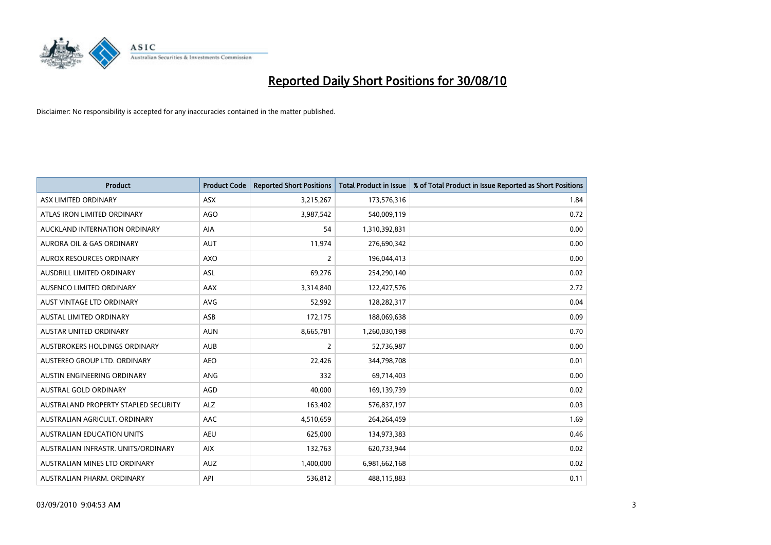# Reported Daily Short Positions for 30/08/10

Disclaimer: No responsibility is accepted for any inaccuracies contained in the matter published.

| Product | Product Code | Reported Short Positions | Total Product in Issue | % of Total Product in Issue Reported as Short Positions |
|---|---|---|---|---|
| ASX LIMITED ORDINARY | ASX | 3,215,267 | 173,576,316 | 1.84 |
| ATLAS IRON LIMITED ORDINARY | AGO | 3,987,542 | 540,009,119 | 0.72 |
| AUCKLAND INTERNATION ORDINARY | AIA | 54 | 1,310,392,831 | 0.00 |
| AURORA OIL & GAS ORDINARY | AUT | 11,974 | 276,690,342 | 0.00 |
| AUROX RESOURCES ORDINARY | AXO | 2 | 196,044,413 | 0.00 |
| AUSDRILL LIMITED ORDINARY | ASL | 69,276 | 254,290,140 | 0.02 |
| AUSENCO LIMITED ORDINARY | AAX | 3,314,840 | 122,427,576 | 2.72 |
| AUST VINTAGE LTD ORDINARY | AVG | 52,992 | 128,282,317 | 0.04 |
| AUSTAL LIMITED ORDINARY | ASB | 172,175 | 188,069,638 | 0.09 |
| AUSTAR UNITED ORDINARY | AUN | 8,665,781 | 1,260,030,198 | 0.70 |
| AUSTBROKERS HOLDINGS ORDINARY | AUB | 2 | 52,736,987 | 0.00 |
| AUSTEREO GROUP LTD. ORDINARY | AEO | 22,426 | 344,798,708 | 0.01 |
| AUSTIN ENGINEERING ORDINARY | ANG | 332 | 69,714,403 | 0.00 |
| AUSTRAL GOLD ORDINARY | AGD | 40,000 | 169,139,739 | 0.02 |
| AUSTRALAND PROPERTY STAPLED SECURITY | ALZ | 163,402 | 576,837,197 | 0.03 |
| AUSTRALIAN AGRICULT. ORDINARY | AAC | 4,510,659 | 264,264,459 | 1.69 |
| AUSTRALIAN EDUCATION UNITS | AEU | 625,000 | 134,973,383 | 0.46 |
| AUSTRALIAN INFRASTR. UNITS/ORDINARY | AIX | 132,763 | 620,733,944 | 0.02 |
| AUSTRALIAN MINES LTD ORDINARY | AUZ | 1,400,000 | 6,981,662,168 | 0.02 |
| AUSTRALIAN PHARM. ORDINARY | API | 536,812 | 488,115,883 | 0.11 |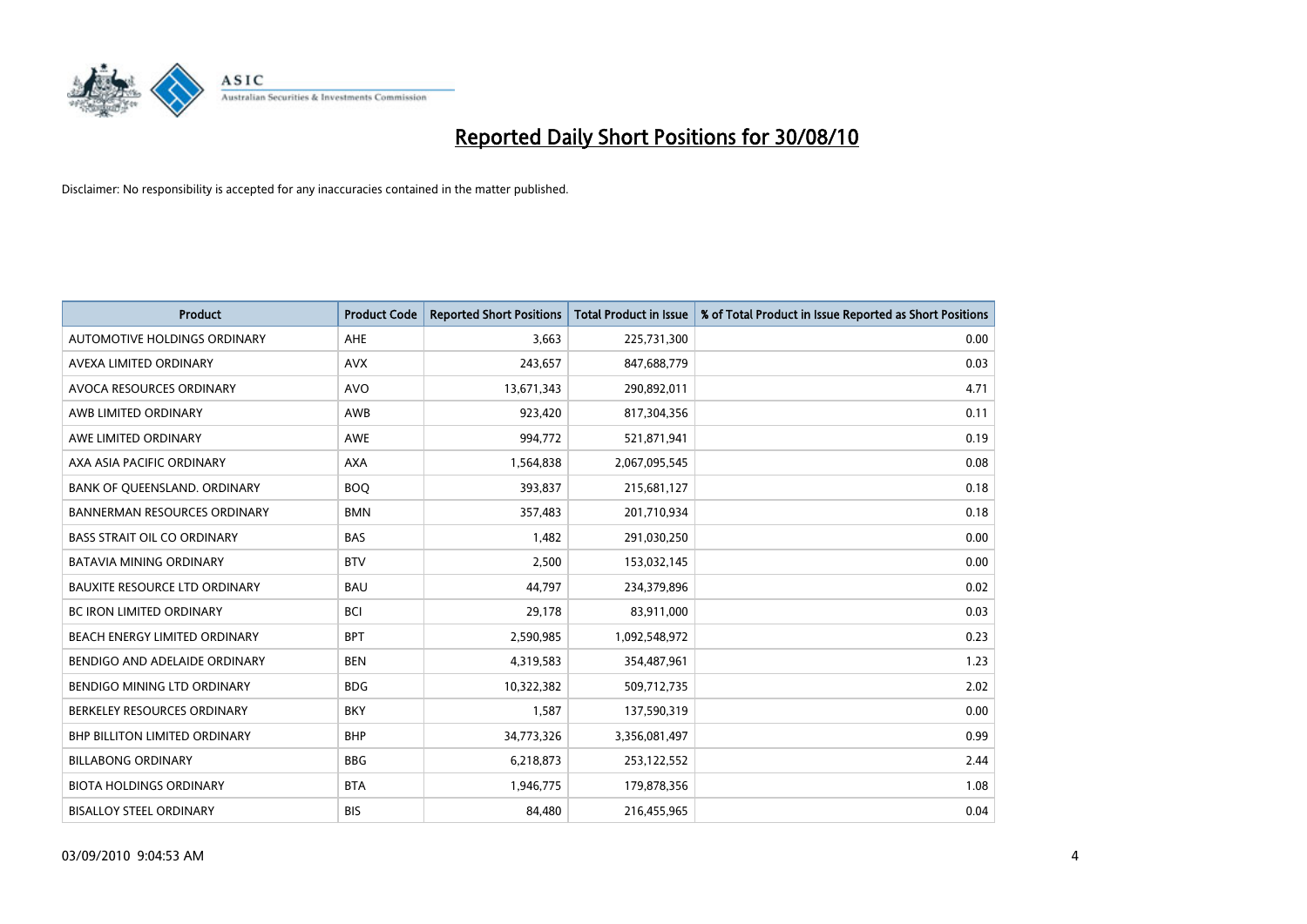# Reported Daily Short Positions for 30/08/10

Disclaimer: No responsibility is accepted for any inaccuracies contained in the matter published.

| Product | Product Code | Reported Short Positions | Total Product in Issue | % of Total Product in Issue Reported as Short Positions |
|---|---|---|---|---|
| AUTOMOTIVE HOLDINGS ORDINARY | AHE | 3,663 | 225,731,300 | 0.00 |
| AVEXA LIMITED ORDINARY | AVX | 243,657 | 847,688,779 | 0.03 |
| AVOCA RESOURCES ORDINARY | AVO | 13,671,343 | 290,892,011 | 4.71 |
| AWB LIMITED ORDINARY | AWB | 923,420 | 817,304,356 | 0.11 |
| AWE LIMITED ORDINARY | AWE | 994,772 | 521,871,941 | 0.19 |
| AXA ASIA PACIFIC ORDINARY | AXA | 1,564,838 | 2,067,095,545 | 0.08 |
| BANK OF QUEENSLAND. ORDINARY | BOQ | 393,837 | 215,681,127 | 0.18 |
| BANNERMAN RESOURCES ORDINARY | BMN | 357,483 | 201,710,934 | 0.18 |
| BASS STRAIT OIL CO ORDINARY | BAS | 1,482 | 291,030,250 | 0.00 |
| BATAVIA MINING ORDINARY | BTV | 2,500 | 153,032,145 | 0.00 |
| BAUXITE RESOURCE LTD ORDINARY | BAU | 44,797 | 234,379,896 | 0.02 |
| BC IRON LIMITED ORDINARY | BCI | 29,178 | 83,911,000 | 0.03 |
| BEACH ENERGY LIMITED ORDINARY | BPT | 2,590,985 | 1,092,548,972 | 0.23 |
| BENDIGO AND ADELAIDE ORDINARY | BEN | 4,319,583 | 354,487,961 | 1.23 |
| BENDIGO MINING LTD ORDINARY | BDG | 10,322,382 | 509,712,735 | 2.02 |
| BERKELEY RESOURCES ORDINARY | BKY | 1,587 | 137,590,319 | 0.00 |
| BHP BILLITON LIMITED ORDINARY | BHP | 34,773,326 | 3,356,081,497 | 0.99 |
| BILLABONG ORDINARY | BBG | 6,218,873 | 253,122,552 | 2.44 |
| BIOTA HOLDINGS ORDINARY | BTA | 1,946,775 | 179,878,356 | 1.08 |
| BISALLOY STEEL ORDINARY | BIS | 84,480 | 216,455,965 | 0.04 |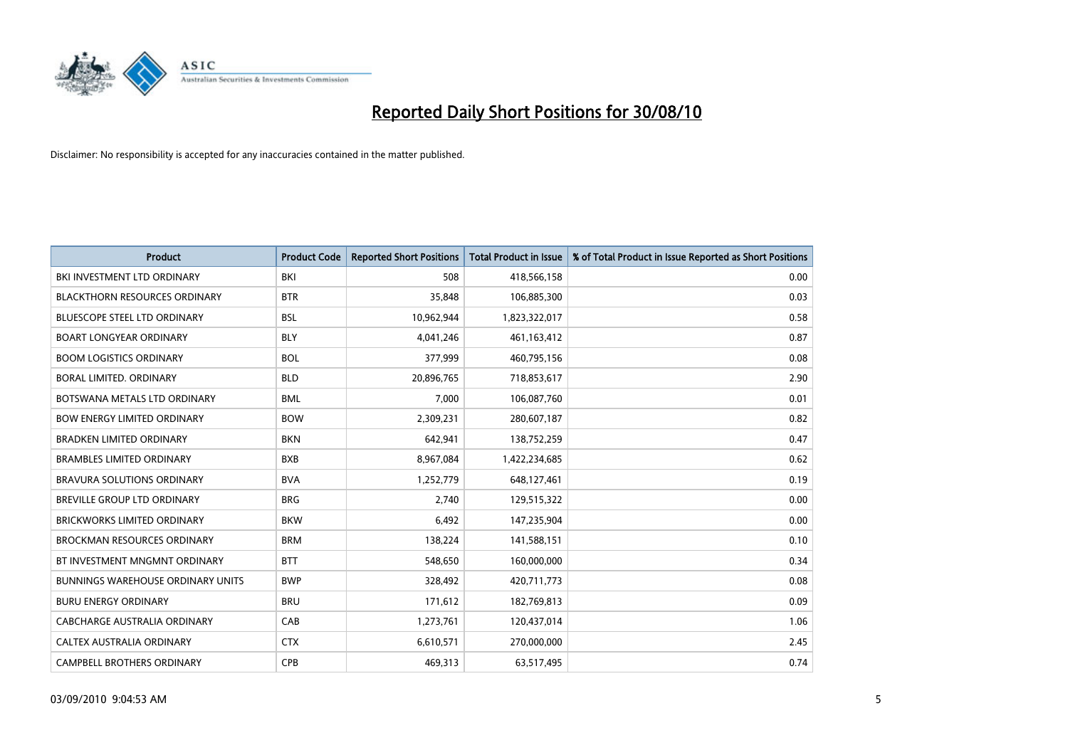# Reported Daily Short Positions for 30/08/10

Disclaimer: No responsibility is accepted for any inaccuracies contained in the matter published.

| Product | Product Code | Reported Short Positions | Total Product in Issue | % of Total Product in Issue Reported as Short Positions |
|---|---|---|---|---|
| BKI INVESTMENT LTD ORDINARY | BKI | 508 | 418,566,158 | 0.00 |
| BLACKTHORN RESOURCES ORDINARY | BTR | 35,848 | 106,885,300 | 0.03 |
| BLUESCOPE STEEL LTD ORDINARY | BSL | 10,962,944 | 1,823,322,017 | 0.58 |
| BOART LONGYEAR ORDINARY | BLY | 4,041,246 | 461,163,412 | 0.87 |
| BOOM LOGISTICS ORDINARY | BOL | 377,999 | 460,795,156 | 0.08 |
| BORAL LIMITED. ORDINARY | BLD | 20,896,765 | 718,853,617 | 2.90 |
| BOTSWANA METALS LTD ORDINARY | BML | 7,000 | 106,087,760 | 0.01 |
| BOW ENERGY LIMITED ORDINARY | BOW | 2,309,231 | 280,607,187 | 0.82 |
| BRADKEN LIMITED ORDINARY | BKN | 642,941 | 138,752,259 | 0.47 |
| BRAMBLES LIMITED ORDINARY | BXB | 8,967,084 | 1,422,234,685 | 0.62 |
| BRAVURA SOLUTIONS ORDINARY | BVA | 1,252,779 | 648,127,461 | 0.19 |
| BREVILLE GROUP LTD ORDINARY | BRG | 2,740 | 129,515,322 | 0.00 |
| BRICKWORKS LIMITED ORDINARY | BKW | 6,492 | 147,235,904 | 0.00 |
| BROCKMAN RESOURCES ORDINARY | BRM | 138,224 | 141,588,151 | 0.10 |
| BT INVESTMENT MNGMNT ORDINARY | BTT | 548,650 | 160,000,000 | 0.34 |
| BUNNINGS WAREHOUSE ORDINARY UNITS | BWP | 328,492 | 420,711,773 | 0.08 |
| BURU ENERGY ORDINARY | BRU | 171,612 | 182,769,813 | 0.09 |
| CABCHARGE AUSTRALIA ORDINARY | CAB | 1,273,761 | 120,437,014 | 1.06 |
| CALTEX AUSTRALIA ORDINARY | CTX | 6,610,571 | 270,000,000 | 2.45 |
| CAMPBELL BROTHERS ORDINARY | CPB | 469,313 | 63,517,495 | 0.74 |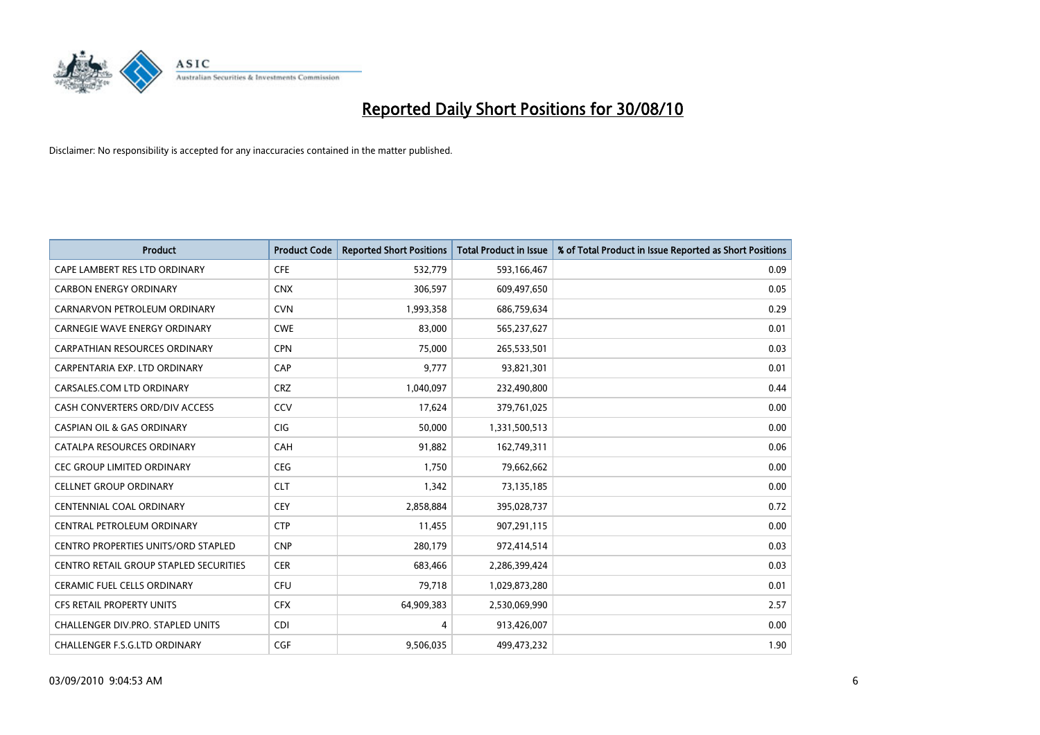# Reported Daily Short Positions for 30/08/10

Disclaimer: No responsibility is accepted for any inaccuracies contained in the matter published.

| Product | Product Code | Reported Short Positions | Total Product in Issue | % of Total Product in Issue Reported as Short Positions |
|---|---|---|---|---|
| CAPE LAMBERT RES LTD ORDINARY | CFE | 532,779 | 593,166,467 | 0.09 |
| CARBON ENERGY ORDINARY | CNX | 306,597 | 609,497,650 | 0.05 |
| CARNARVON PETROLEUM ORDINARY | CVN | 1,993,358 | 686,759,634 | 0.29 |
| CARNEGIE WAVE ENERGY ORDINARY | CWE | 83,000 | 565,237,627 | 0.01 |
| CARPATHIAN RESOURCES ORDINARY | CPN | 75,000 | 265,533,501 | 0.03 |
| CARPENTARIA EXP. LTD ORDINARY | CAP | 9,777 | 93,821,301 | 0.01 |
| CARSALES.COM LTD ORDINARY | CRZ | 1,040,097 | 232,490,800 | 0.44 |
| CASH CONVERTERS ORD/DIV ACCESS | CCV | 17,624 | 379,761,025 | 0.00 |
| CASPIAN OIL & GAS ORDINARY | CIG | 50,000 | 1,331,500,513 | 0.00 |
| CATALPA RESOURCES ORDINARY | CAH | 91,882 | 162,749,311 | 0.06 |
| CEC GROUP LIMITED ORDINARY | CEG | 1,750 | 79,662,662 | 0.00 |
| CELLNET GROUP ORDINARY | CLT | 1,342 | 73,135,185 | 0.00 |
| CENTENNIAL COAL ORDINARY | CEY | 2,858,884 | 395,028,737 | 0.72 |
| CENTRAL PETROLEUM ORDINARY | CTP | 11,455 | 907,291,115 | 0.00 |
| CENTRO PROPERTIES UNITS/ORD STAPLED | CNP | 280,179 | 972,414,514 | 0.03 |
| CENTRO RETAIL GROUP STAPLED SECURITIES | CER | 683,466 | 2,286,399,424 | 0.03 |
| CERAMIC FUEL CELLS ORDINARY | CFU | 79,718 | 1,029,873,280 | 0.01 |
| CFS RETAIL PROPERTY UNITS | CFX | 64,909,383 | 2,530,069,990 | 2.57 |
| CHALLENGER DIV.PRO. STAPLED UNITS | CDI | 4 | 913,426,007 | 0.00 |
| CHALLENGER F.S.G.LTD ORDINARY | CGF | 9,506,035 | 499,473,232 | 1.90 |

03/09/2010 9:04:53 AM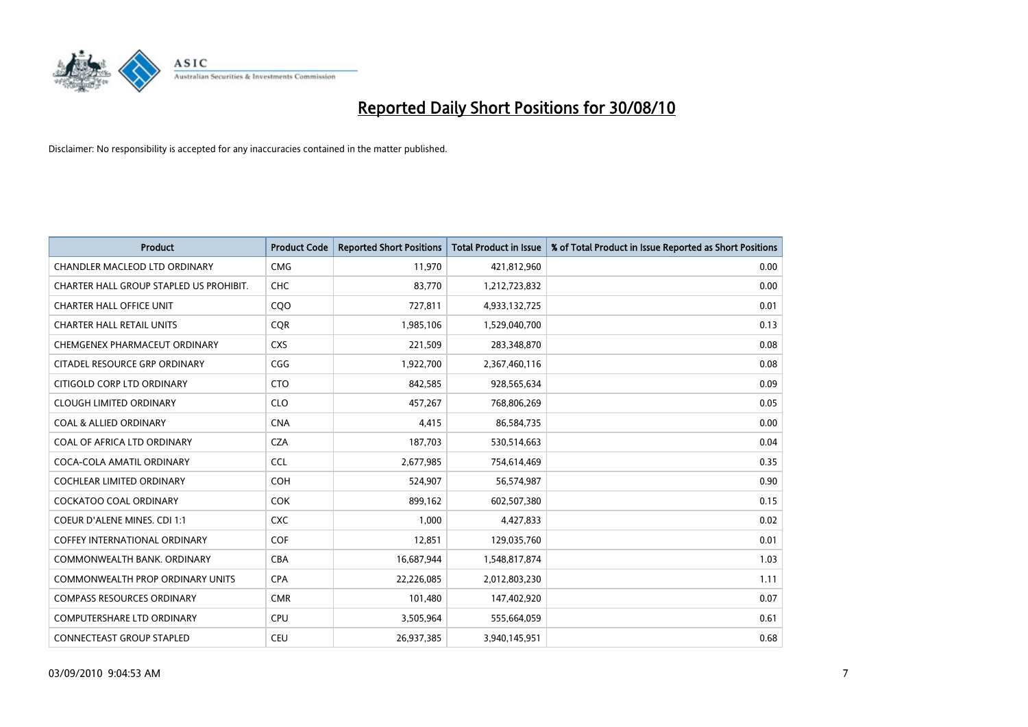# Reported Daily Short Positions for 30/08/10

Disclaimer: No responsibility is accepted for any inaccuracies contained in the matter published.

| Product | Product Code | Reported Short Positions | Total Product in Issue | % of Total Product in Issue Reported as Short Positions |
|---|---|---|---|---|
| CHANDLER MACLEOD LTD ORDINARY | CMG | 11,970 | 421,812,960 | 0.00 |
| CHARTER HALL GROUP STAPLED US PROHIBIT. | CHC | 83,770 | 1,212,723,832 | 0.00 |
| CHARTER HALL OFFICE UNIT | CQO | 727,811 | 4,933,132,725 | 0.01 |
| CHARTER HALL RETAIL UNITS | CQR | 1,985,106 | 1,529,040,700 | 0.13 |
| CHEMGENEX PHARMACEUT ORDINARY | CXS | 221,509 | 283,348,870 | 0.08 |
| CITADEL RESOURCE GRP ORDINARY | CGG | 1,922,700 | 2,367,460,116 | 0.08 |
| CITIGOLD CORP LTD ORDINARY | CTO | 842,585 | 928,565,634 | 0.09 |
| CLOUGH LIMITED ORDINARY | CLO | 457,267 | 768,806,269 | 0.05 |
| COAL & ALLIED ORDINARY | CNA | 4,415 | 86,584,735 | 0.00 |
| COAL OF AFRICA LTD ORDINARY | CZA | 187,703 | 530,514,663 | 0.04 |
| COCA-COLA AMATIL ORDINARY | CCL | 2,677,985 | 754,614,469 | 0.35 |
| COCHLEAR LIMITED ORDINARY | COH | 524,907 | 56,574,987 | 0.90 |
| COCKATOO COAL ORDINARY | COK | 899,162 | 602,507,380 | 0.15 |
| COEUR D'ALENE MINES. CDI 1:1 | CXC | 1,000 | 4,427,833 | 0.02 |
| COFFEY INTERNATIONAL ORDINARY | COF | 12,851 | 129,035,760 | 0.01 |
| COMMONWEALTH BANK. ORDINARY | CBA | 16,687,944 | 1,548,817,874 | 1.03 |
| COMMONWEALTH PROP ORDINARY UNITS | CPA | 22,226,085 | 2,012,803,230 | 1.11 |
| COMPASS RESOURCES ORDINARY | CMR | 101,480 | 147,402,920 | 0.07 |
| COMPUTERSHARE LTD ORDINARY | CPU | 3,505,964 | 555,664,059 | 0.61 |
| CONNECTEAST GROUP STAPLED | CEU | 26,937,385 | 3,940,145,951 | 0.68 |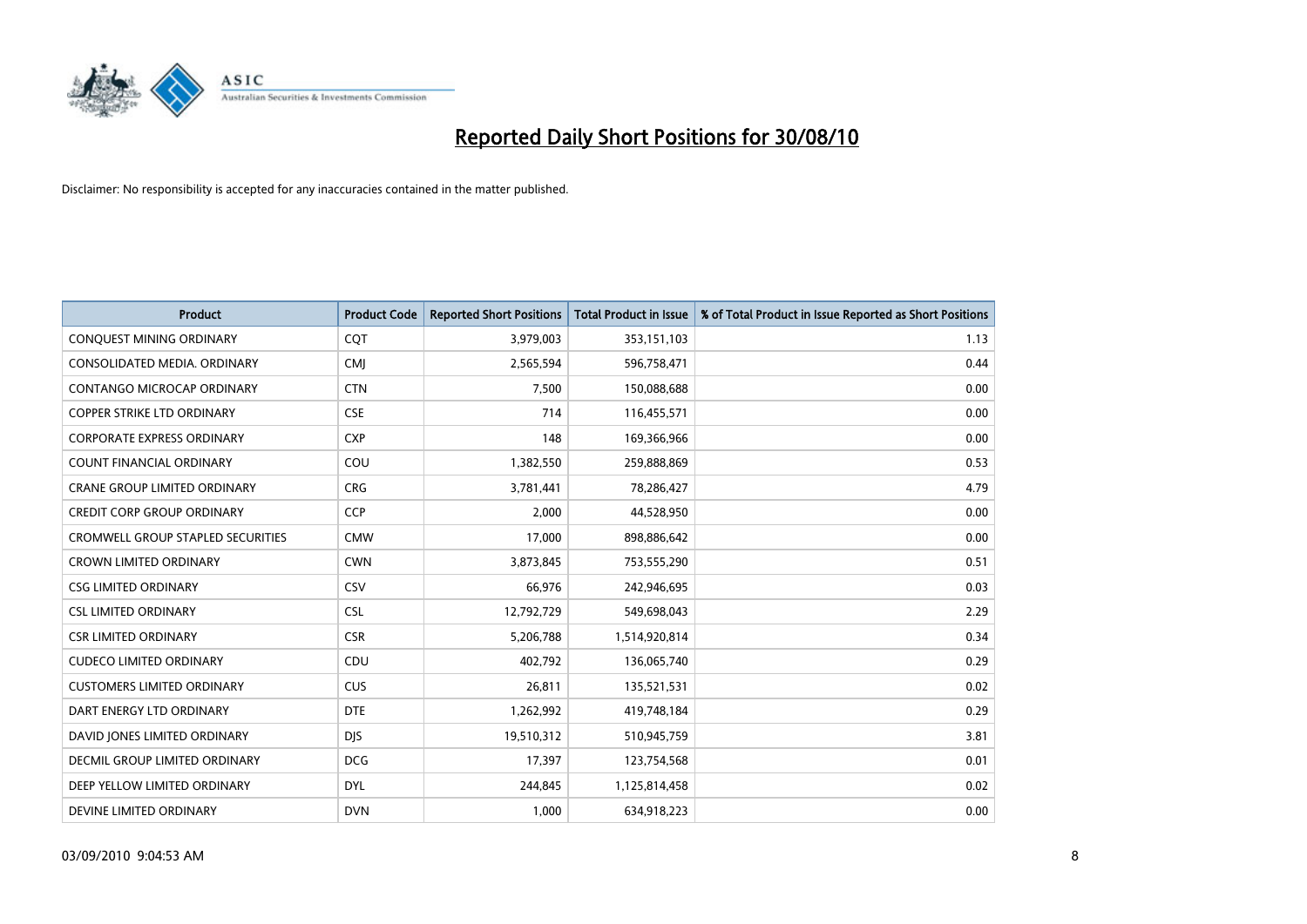# Reported Daily Short Positions for 30/08/10

Disclaimer: No responsibility is accepted for any inaccuracies contained in the matter published.

| Product | Product Code | Reported Short Positions | Total Product in Issue | % of Total Product in Issue Reported as Short Positions |
|---|---|---|---|---|
| CONQUEST MINING ORDINARY | CQT | 3,979,003 | 353,151,103 | 1.13 |
| CONSOLIDATED MEDIA. ORDINARY | CMJ | 2,565,594 | 596,758,471 | 0.44 |
| CONTANGO MICROCAP ORDINARY | CTN | 7,500 | 150,088,688 | 0.00 |
| COPPER STRIKE LTD ORDINARY | CSE | 714 | 116,455,571 | 0.00 |
| CORPORATE EXPRESS ORDINARY | CXP | 148 | 169,366,966 | 0.00 |
| COUNT FINANCIAL ORDINARY | COU | 1,382,550 | 259,888,869 | 0.53 |
| CRANE GROUP LIMITED ORDINARY | CRG | 3,781,441 | 78,286,427 | 4.79 |
| CREDIT CORP GROUP ORDINARY | CCP | 2,000 | 44,528,950 | 0.00 |
| CROMWELL GROUP STAPLED SECURITIES | CMW | 17,000 | 898,886,642 | 0.00 |
| CROWN LIMITED ORDINARY | CWN | 3,873,845 | 753,555,290 | 0.51 |
| CSG LIMITED ORDINARY | CSV | 66,976 | 242,946,695 | 0.03 |
| CSL LIMITED ORDINARY | CSL | 12,792,729 | 549,698,043 | 2.29 |
| CSR LIMITED ORDINARY | CSR | 5,206,788 | 1,514,920,814 | 0.34 |
| CUDECO LIMITED ORDINARY | CDU | 402,792 | 136,065,740 | 0.29 |
| CUSTOMERS LIMITED ORDINARY | CUS | 26,811 | 135,521,531 | 0.02 |
| DART ENERGY LTD ORDINARY | DTE | 1,262,992 | 419,748,184 | 0.29 |
| DAVID JONES LIMITED ORDINARY | DJS | 19,510,312 | 510,945,759 | 3.81 |
| DECMIL GROUP LIMITED ORDINARY | DCG | 17,397 | 123,754,568 | 0.01 |
| DEEP YELLOW LIMITED ORDINARY | DYL | 244,845 | 1,125,814,458 | 0.02 |
| DEVINE LIMITED ORDINARY | DVN | 1,000 | 634,918,223 | 0.00 |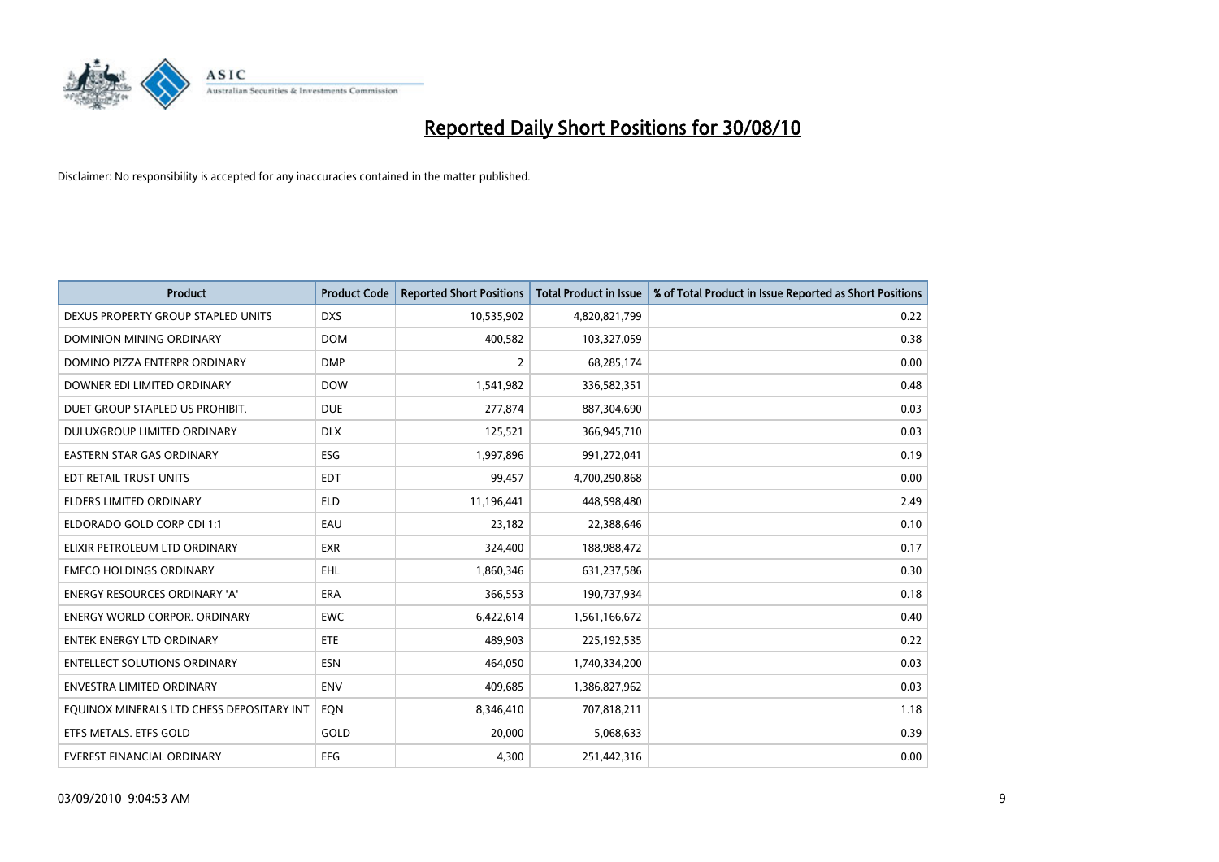# Reported Daily Short Positions for 30/08/10

Disclaimer: No responsibility is accepted for any inaccuracies contained in the matter published.

| Product | Product Code | Reported Short Positions | Total Product in Issue | % of Total Product in Issue Reported as Short Positions |
|---|---|---|---|---|
| DEXUS PROPERTY GROUP STAPLED UNITS | DXS | 10,535,902 | 4,820,821,799 | 0.22 |
| DOMINION MINING ORDINARY | DOM | 400,582 | 103,327,059 | 0.38 |
| DOMINO PIZZA ENTERPR ORDINARY | DMP | 2 | 68,285,174 | 0.00 |
| DOWNER EDI LIMITED ORDINARY | DOW | 1,541,982 | 336,582,351 | 0.48 |
| DUET GROUP STAPLED US PROHIBIT. | DUE | 277,874 | 887,304,690 | 0.03 |
| DULUXGROUP LIMITED ORDINARY | DLX | 125,521 | 366,945,710 | 0.03 |
| EASTERN STAR GAS ORDINARY | ESG | 1,997,896 | 991,272,041 | 0.19 |
| EDT RETAIL TRUST UNITS | EDT | 99,457 | 4,700,290,868 | 0.00 |
| ELDERS LIMITED ORDINARY | ELD | 11,196,441 | 448,598,480 | 2.49 |
| ELDORADO GOLD CORP CDI 1:1 | EAU | 23,182 | 22,388,646 | 0.10 |
| ELIXIR PETROLEUM LTD ORDINARY | EXR | 324,400 | 188,988,472 | 0.17 |
| EMECO HOLDINGS ORDINARY | EHL | 1,860,346 | 631,237,586 | 0.30 |
| ENERGY RESOURCES ORDINARY 'A' | ERA | 366,553 | 190,737,934 | 0.18 |
| ENERGY WORLD CORPOR. ORDINARY | EWC | 6,422,614 | 1,561,166,672 | 0.40 |
| ENTEK ENERGY LTD ORDINARY | ETE | 489,903 | 225,192,535 | 0.22 |
| ENTELLECT SOLUTIONS ORDINARY | ESN | 464,050 | 1,740,334,200 | 0.03 |
| ENVESTRA LIMITED ORDINARY | ENV | 409,685 | 1,386,827,962 | 0.03 |
| EQUINOX MINERALS LTD CHESS DEPOSITARY INT | EQN | 8,346,410 | 707,818,211 | 1.18 |
| ETFS METALS. ETFS GOLD | GOLD | 20,000 | 5,068,633 | 0.39 |
| EVEREST FINANCIAL ORDINARY | EFG | 4,300 | 251,442,316 | 0.00 |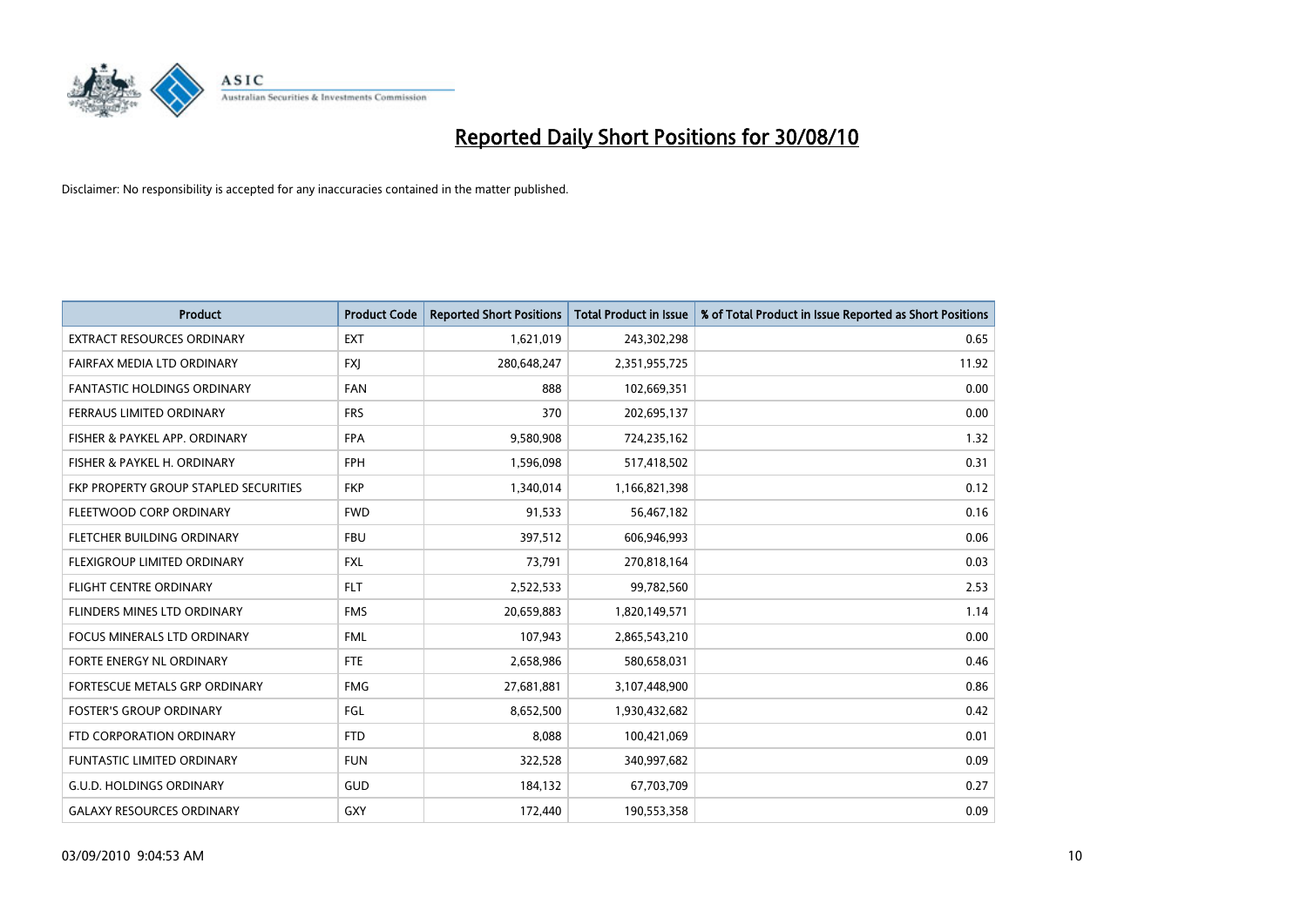# Reported Daily Short Positions for 30/08/10

Disclaimer: No responsibility is accepted for any inaccuracies contained in the matter published.

| Product | Product Code | Reported Short Positions | Total Product in Issue | % of Total Product in Issue Reported as Short Positions |
|---|---|---|---|---|
| EXTRACT RESOURCES ORDINARY | EXT | 1,621,019 | 243,302,298 | 0.65 |
| FAIRFAX MEDIA LTD ORDINARY | FXJ | 280,648,247 | 2,351,955,725 | 11.92 |
| FANTASTIC HOLDINGS ORDINARY | FAN | 888 | 102,669,351 | 0.00 |
| FERRAUS LIMITED ORDINARY | FRS | 370 | 202,695,137 | 0.00 |
| FISHER & PAYKEL APP. ORDINARY | FPA | 9,580,908 | 724,235,162 | 1.32 |
| FISHER & PAYKEL H. ORDINARY | FPH | 1,596,098 | 517,418,502 | 0.31 |
| FKP PROPERTY GROUP STAPLED SECURITIES | FKP | 1,340,014 | 1,166,821,398 | 0.12 |
| FLEETWOOD CORP ORDINARY | FWD | 91,533 | 56,467,182 | 0.16 |
| FLETCHER BUILDING ORDINARY | FBU | 397,512 | 606,946,993 | 0.06 |
| FLEXIGROUP LIMITED ORDINARY | FXL | 73,791 | 270,818,164 | 0.03 |
| FLIGHT CENTRE ORDINARY | FLT | 2,522,533 | 99,782,560 | 2.53 |
| FLINDERS MINES LTD ORDINARY | FMS | 20,659,883 | 1,820,149,571 | 1.14 |
| FOCUS MINERALS LTD ORDINARY | FML | 107,943 | 2,865,543,210 | 0.00 |
| FORTE ENERGY NL ORDINARY | FTE | 2,658,986 | 580,658,031 | 0.46 |
| FORTESCUE METALS GRP ORDINARY | FMG | 27,681,881 | 3,107,448,900 | 0.86 |
| FOSTER'S GROUP ORDINARY | FGL | 8,652,500 | 1,930,432,682 | 0.42 |
| FTD CORPORATION ORDINARY | FTD | 8,088 | 100,421,069 | 0.01 |
| FUNTASTIC LIMITED ORDINARY | FUN | 322,528 | 340,997,682 | 0.09 |
| G.U.D. HOLDINGS ORDINARY | GUD | 184,132 | 67,703,709 | 0.27 |
| GALAXY RESOURCES ORDINARY | GXY | 172,440 | 190,553,358 | 0.09 |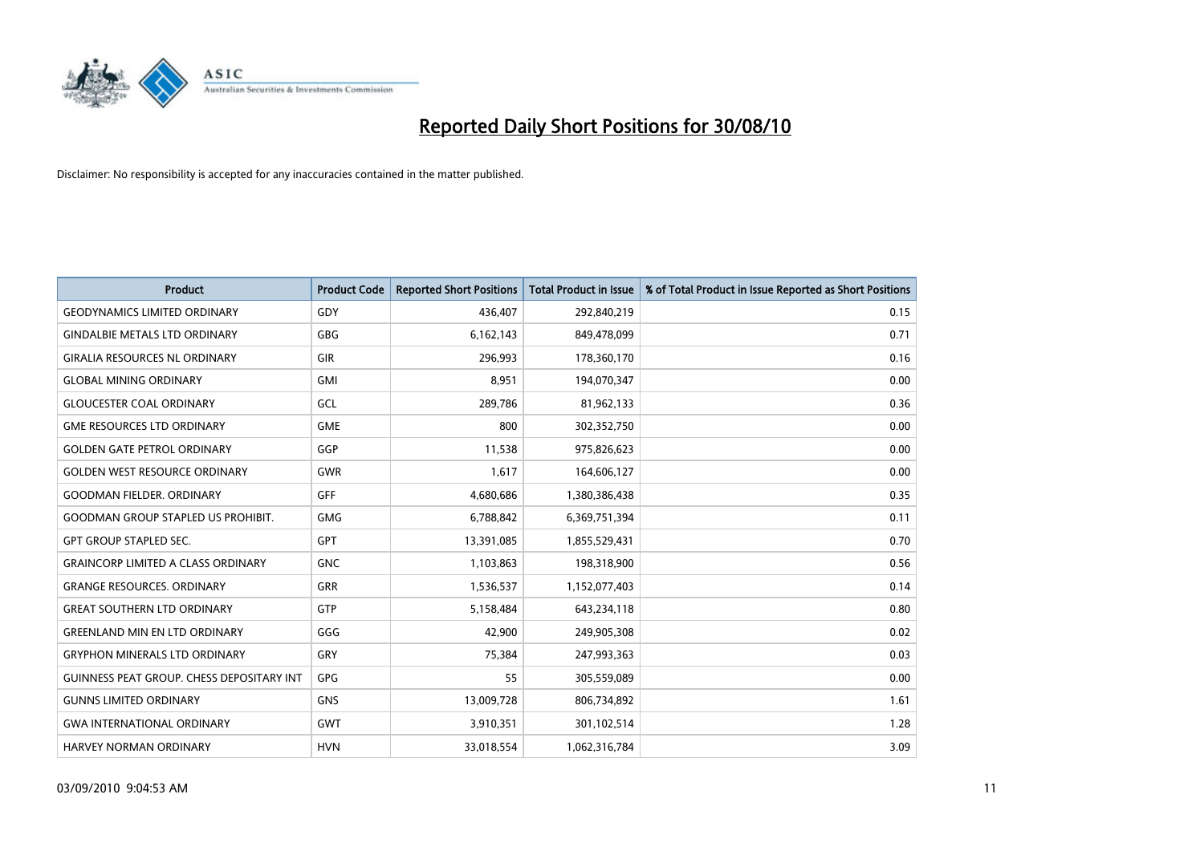# Reported Daily Short Positions for 30/08/10

Disclaimer: No responsibility is accepted for any inaccuracies contained in the matter published.

| Product | Product Code | Reported Short Positions | Total Product in Issue | % of Total Product in Issue Reported as Short Positions |
|---|---|---|---|---|
| GEODYNAMICS LIMITED ORDINARY | GDY | 436,407 | 292,840,219 | 0.15 |
| GINDALBIE METALS LTD ORDINARY | GBG | 6,162,143 | 849,478,099 | 0.71 |
| GIRALIA RESOURCES NL ORDINARY | GIR | 296,993 | 178,360,170 | 0.16 |
| GLOBAL MINING ORDINARY | GMI | 8,951 | 194,070,347 | 0.00 |
| GLOUCESTER COAL ORDINARY | GCL | 289,786 | 81,962,133 | 0.36 |
| GME RESOURCES LTD ORDINARY | GME | 800 | 302,352,750 | 0.00 |
| GOLDEN GATE PETROL ORDINARY | GGP | 11,538 | 975,826,623 | 0.00 |
| GOLDEN WEST RESOURCE ORDINARY | GWR | 1,617 | 164,606,127 | 0.00 |
| GOODMAN FIELDER. ORDINARY | GFF | 4,680,686 | 1,380,386,438 | 0.35 |
| GOODMAN GROUP STAPLED US PROHIBIT. | GMG | 6,788,842 | 6,369,751,394 | 0.11 |
| GPT GROUP STAPLED SEC. | GPT | 13,391,085 | 1,855,529,431 | 0.70 |
| GRAINCORP LIMITED A CLASS ORDINARY | GNC | 1,103,863 | 198,318,900 | 0.56 |
| GRANGE RESOURCES. ORDINARY | GRR | 1,536,537 | 1,152,077,403 | 0.14 |
| GREAT SOUTHERN LTD ORDINARY | GTP | 5,158,484 | 643,234,118 | 0.80 |
| GREENLAND MIN EN LTD ORDINARY | GGG | 42,900 | 249,905,308 | 0.02 |
| GRYPHON MINERALS LTD ORDINARY | GRY | 75,384 | 247,993,363 | 0.03 |
| GUINNESS PEAT GROUP. CHESS DEPOSITARY INT | GPG | 55 | 305,559,089 | 0.00 |
| GUNNS LIMITED ORDINARY | GNS | 13,009,728 | 806,734,892 | 1.61 |
| GWA INTERNATIONAL ORDINARY | GWT | 3,910,351 | 301,102,514 | 1.28 |
| HARVEY NORMAN ORDINARY | HVN | 33,018,554 | 1,062,316,784 | 3.09 |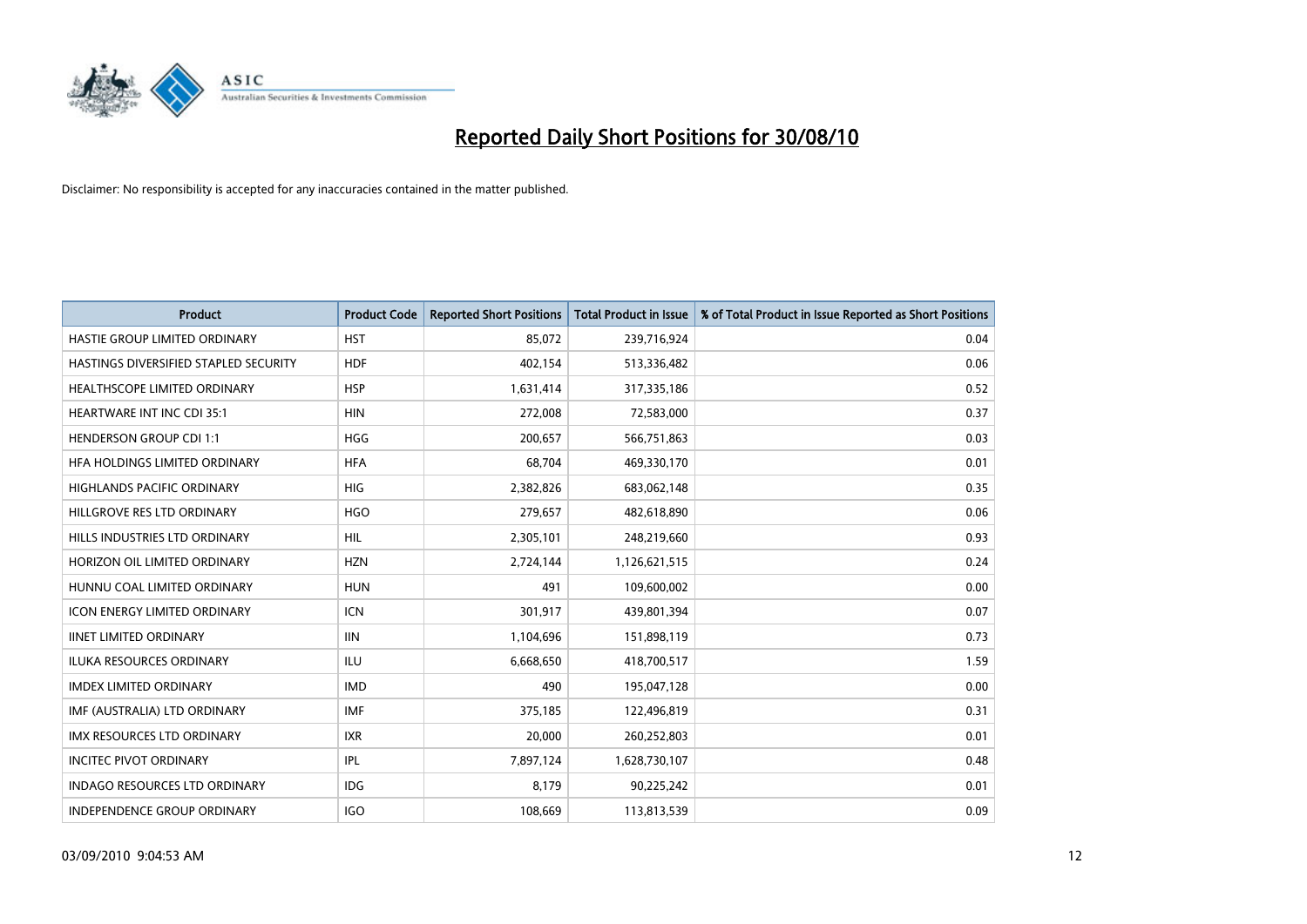# Reported Daily Short Positions for 30/08/10

Disclaimer: No responsibility is accepted for any inaccuracies contained in the matter published.

| Product | Product Code | Reported Short Positions | Total Product in Issue | % of Total Product in Issue Reported as Short Positions |
|---|---|---|---|---|
| HASTIE GROUP LIMITED ORDINARY | HST | 85,072 | 239,716,924 | 0.04 |
| HASTINGS DIVERSIFIED STAPLED SECURITY | HDF | 402,154 | 513,336,482 | 0.06 |
| HEALTHSCOPE LIMITED ORDINARY | HSP | 1,631,414 | 317,335,186 | 0.52 |
| HEARTWARE INT INC CDI 35:1 | HIN | 272,008 | 72,583,000 | 0.37 |
| HENDERSON GROUP CDI 1:1 | HGG | 200,657 | 566,751,863 | 0.03 |
| HFA HOLDINGS LIMITED ORDINARY | HFA | 68,704 | 469,330,170 | 0.01 |
| HIGHLANDS PACIFIC ORDINARY | HIG | 2,382,826 | 683,062,148 | 0.35 |
| HILLGROVE RES LTD ORDINARY | HGO | 279,657 | 482,618,890 | 0.06 |
| HILLS INDUSTRIES LTD ORDINARY | HIL | 2,305,101 | 248,219,660 | 0.93 |
| HORIZON OIL LIMITED ORDINARY | HZN | 2,724,144 | 1,126,621,515 | 0.24 |
| HUNNU COAL LIMITED ORDINARY | HUN | 491 | 109,600,002 | 0.00 |
| ICON ENERGY LIMITED ORDINARY | ICN | 301,917 | 439,801,394 | 0.07 |
| IINET LIMITED ORDINARY | IIN | 1,104,696 | 151,898,119 | 0.73 |
| ILUKA RESOURCES ORDINARY | ILU | 6,668,650 | 418,700,517 | 1.59 |
| IMDEX LIMITED ORDINARY | IMD | 490 | 195,047,128 | 0.00 |
| IMF (AUSTRALIA) LTD ORDINARY | IMF | 375,185 | 122,496,819 | 0.31 |
| IMX RESOURCES LTD ORDINARY | IXR | 20,000 | 260,252,803 | 0.01 |
| INCITEC PIVOT ORDINARY | IPL | 7,897,124 | 1,628,730,107 | 0.48 |
| INDAGO RESOURCES LTD ORDINARY | IDG | 8,179 | 90,225,242 | 0.01 |
| INDEPENDENCE GROUP ORDINARY | IGO | 108,669 | 113,813,539 | 0.09 |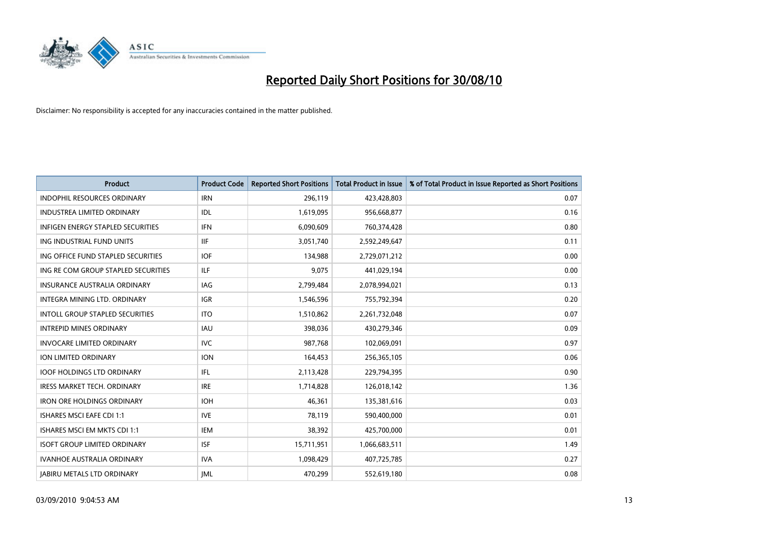# Reported Daily Short Positions for 30/08/10

Disclaimer: No responsibility is accepted for any inaccuracies contained in the matter published.

| Product | Product Code | Reported Short Positions | Total Product in Issue | % of Total Product in Issue Reported as Short Positions |
|---|---|---|---|---|
| INDOPHIL RESOURCES ORDINARY | IRN | 296,119 | 423,428,803 | 0.07 |
| INDUSTREA LIMITED ORDINARY | IDL | 1,619,095 | 956,668,877 | 0.16 |
| INFIGEN ENERGY STAPLED SECURITIES | IFN | 6,090,609 | 760,374,428 | 0.80 |
| ING INDUSTRIAL FUND UNITS | IIF | 3,051,740 | 2,592,249,647 | 0.11 |
| ING OFFICE FUND STAPLED SECURITIES | IOF | 134,988 | 2,729,071,212 | 0.00 |
| ING RE COM GROUP STAPLED SECURITIES | ILF | 9,075 | 441,029,194 | 0.00 |
| INSURANCE AUSTRALIA ORDINARY | IAG | 2,799,484 | 2,078,994,021 | 0.13 |
| INTEGRA MINING LTD. ORDINARY | IGR | 1,546,596 | 755,792,394 | 0.20 |
| INTOLL GROUP STAPLED SECURITIES | ITO | 1,510,862 | 2,261,732,048 | 0.07 |
| INTREPID MINES ORDINARY | IAU | 398,036 | 430,279,346 | 0.09 |
| INVOCARE LIMITED ORDINARY | IVC | 987,768 | 102,069,091 | 0.97 |
| ION LIMITED ORDINARY | ION | 164,453 | 256,365,105 | 0.06 |
| IOOF HOLDINGS LTD ORDINARY | IFL | 2,113,428 | 229,794,395 | 0.90 |
| IRESS MARKET TECH. ORDINARY | IRE | 1,714,828 | 126,018,142 | 1.36 |
| IRON ORE HOLDINGS ORDINARY | IOH | 46,361 | 135,381,616 | 0.03 |
| ISHARES MSCI EAFE CDI 1:1 | IVE | 78,119 | 590,400,000 | 0.01 |
| ISHARES MSCI EM MKTS CDI 1:1 | IEM | 38,392 | 425,700,000 | 0.01 |
| ISOFT GROUP LIMITED ORDINARY | ISF | 15,711,951 | 1,066,683,511 | 1.49 |
| IVANHOE AUSTRALIA ORDINARY | IVA | 1,098,429 | 407,725,785 | 0.27 |
| JABIRU METALS LTD ORDINARY | JML | 470,299 | 552,619,180 | 0.08 |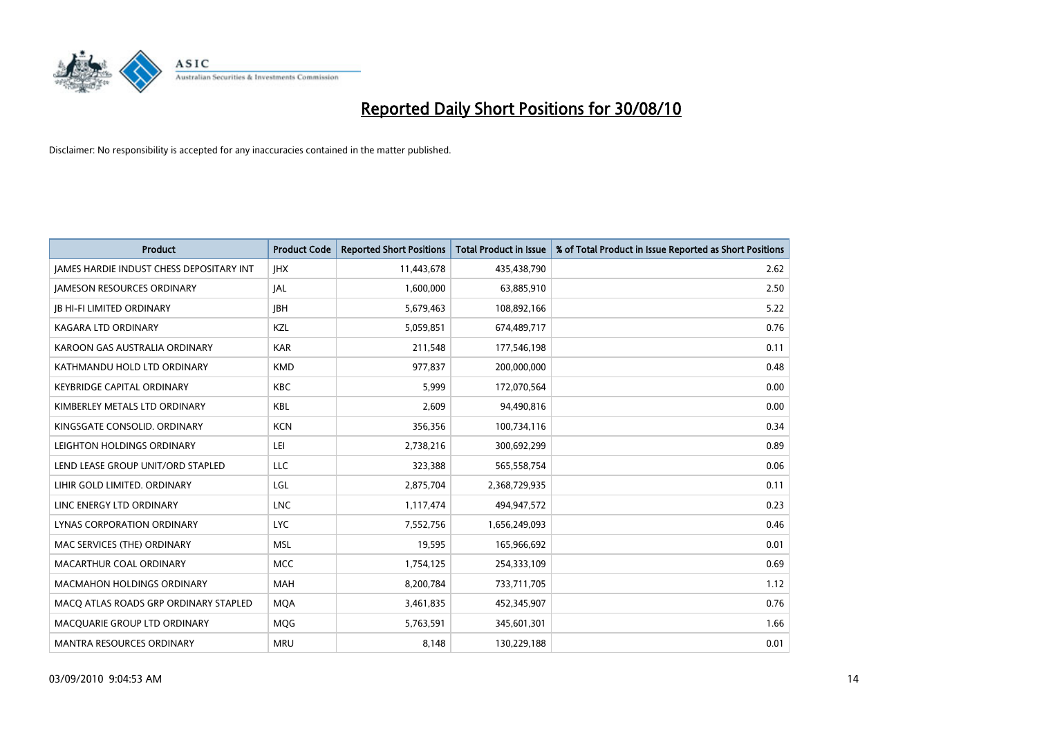# Reported Daily Short Positions for 30/08/10

Disclaimer: No responsibility is accepted for any inaccuracies contained in the matter published.

| Product | Product Code | Reported Short Positions | Total Product in Issue | % of Total Product in Issue Reported as Short Positions |
|---|---|---|---|---|
| JAMES HARDIE INDUST CHESS DEPOSITARY INT | JHX | 11,443,678 | 435,438,790 | 2.62 |
| JAMESON RESOURCES ORDINARY | JAL | 1,600,000 | 63,885,910 | 2.50 |
| JB HI-FI LIMITED ORDINARY | JBH | 5,679,463 | 108,892,166 | 5.22 |
| KAGARA LTD ORDINARY | KZL | 5,059,851 | 674,489,717 | 0.76 |
| KAROON GAS AUSTRALIA ORDINARY | KAR | 211,548 | 177,546,198 | 0.11 |
| KATHMANDU HOLD LTD ORDINARY | KMD | 977,837 | 200,000,000 | 0.48 |
| KEYBRIDGE CAPITAL ORDINARY | KBC | 5,999 | 172,070,564 | 0.00 |
| KIMBERLEY METALS LTD ORDINARY | KBL | 2,609 | 94,490,816 | 0.00 |
| KINGSGATE CONSOLID. ORDINARY | KCN | 356,356 | 100,734,116 | 0.34 |
| LEIGHTON HOLDINGS ORDINARY | LEI | 2,738,216 | 300,692,299 | 0.89 |
| LEND LEASE GROUP UNIT/ORD STAPLED | LLC | 323,388 | 565,558,754 | 0.06 |
| LIHIR GOLD LIMITED. ORDINARY | LGL | 2,875,704 | 2,368,729,935 | 0.11 |
| LINC ENERGY LTD ORDINARY | LNC | 1,117,474 | 494,947,572 | 0.23 |
| LYNAS CORPORATION ORDINARY | LYC | 7,552,756 | 1,656,249,093 | 0.46 |
| MAC SERVICES (THE) ORDINARY | MSL | 19,595 | 165,966,692 | 0.01 |
| MACARTHUR COAL ORDINARY | MCC | 1,754,125 | 254,333,109 | 0.69 |
| MACMAHON HOLDINGS ORDINARY | MAH | 8,200,784 | 733,711,705 | 1.12 |
| MACQ ATLAS ROADS GRP ORDINARY STAPLED | MQA | 3,461,835 | 452,345,907 | 0.76 |
| MACQUARIE GROUP LTD ORDINARY | MQG | 5,763,591 | 345,601,301 | 1.66 |
| MANTRA RESOURCES ORDINARY | MRU | 8,148 | 130,229,188 | 0.01 |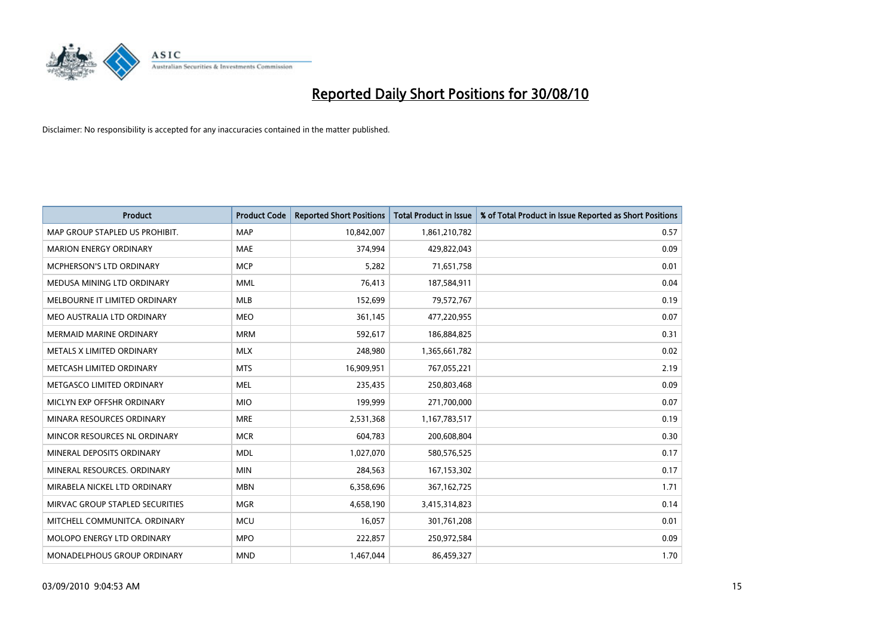# Reported Daily Short Positions for 30/08/10

Disclaimer: No responsibility is accepted for any inaccuracies contained in the matter published.

| Product | Product Code | Reported Short Positions | Total Product in Issue | % of Total Product in Issue Reported as Short Positions |
|---|---|---|---|---|
| MAP GROUP STAPLED US PROHIBIT. | MAP | 10,842,007 | 1,861,210,782 | 0.57 |
| MARION ENERGY ORDINARY | MAE | 374,994 | 429,822,043 | 0.09 |
| MCPHERSON'S LTD ORDINARY | MCP | 5,282 | 71,651,758 | 0.01 |
| MEDUSA MINING LTD ORDINARY | MML | 76,413 | 187,584,911 | 0.04 |
| MELBOURNE IT LIMITED ORDINARY | MLB | 152,699 | 79,572,767 | 0.19 |
| MEO AUSTRALIA LTD ORDINARY | MEO | 361,145 | 477,220,955 | 0.07 |
| MERMAID MARINE ORDINARY | MRM | 592,617 | 186,884,825 | 0.31 |
| METALS X LIMITED ORDINARY | MLX | 248,980 | 1,365,661,782 | 0.02 |
| METCASH LIMITED ORDINARY | MTS | 16,909,951 | 767,055,221 | 2.19 |
| METGASCO LIMITED ORDINARY | MEL | 235,435 | 250,803,468 | 0.09 |
| MICLYN EXP OFFSHR ORDINARY | MIO | 199,999 | 271,700,000 | 0.07 |
| MINARA RESOURCES ORDINARY | MRE | 2,531,368 | 1,167,783,517 | 0.19 |
| MINCOR RESOURCES NL ORDINARY | MCR | 604,783 | 200,608,804 | 0.30 |
| MINERAL DEPOSITS ORDINARY | MDL | 1,027,070 | 580,576,525 | 0.17 |
| MINERAL RESOURCES. ORDINARY | MIN | 284,563 | 167,153,302 | 0.17 |
| MIRABELA NICKEL LTD ORDINARY | MBN | 6,358,696 | 367,162,725 | 1.71 |
| MIRVAC GROUP STAPLED SECURITIES | MGR | 4,658,190 | 3,415,314,823 | 0.14 |
| MITCHELL COMMUNITCA. ORDINARY | MCU | 16,057 | 301,761,208 | 0.01 |
| MOLOPO ENERGY LTD ORDINARY | MPO | 222,857 | 250,972,584 | 0.09 |
| MONADELPHOUS GROUP ORDINARY | MND | 1,467,044 | 86,459,327 | 1.70 |

03/09/2010 9:04:53 AM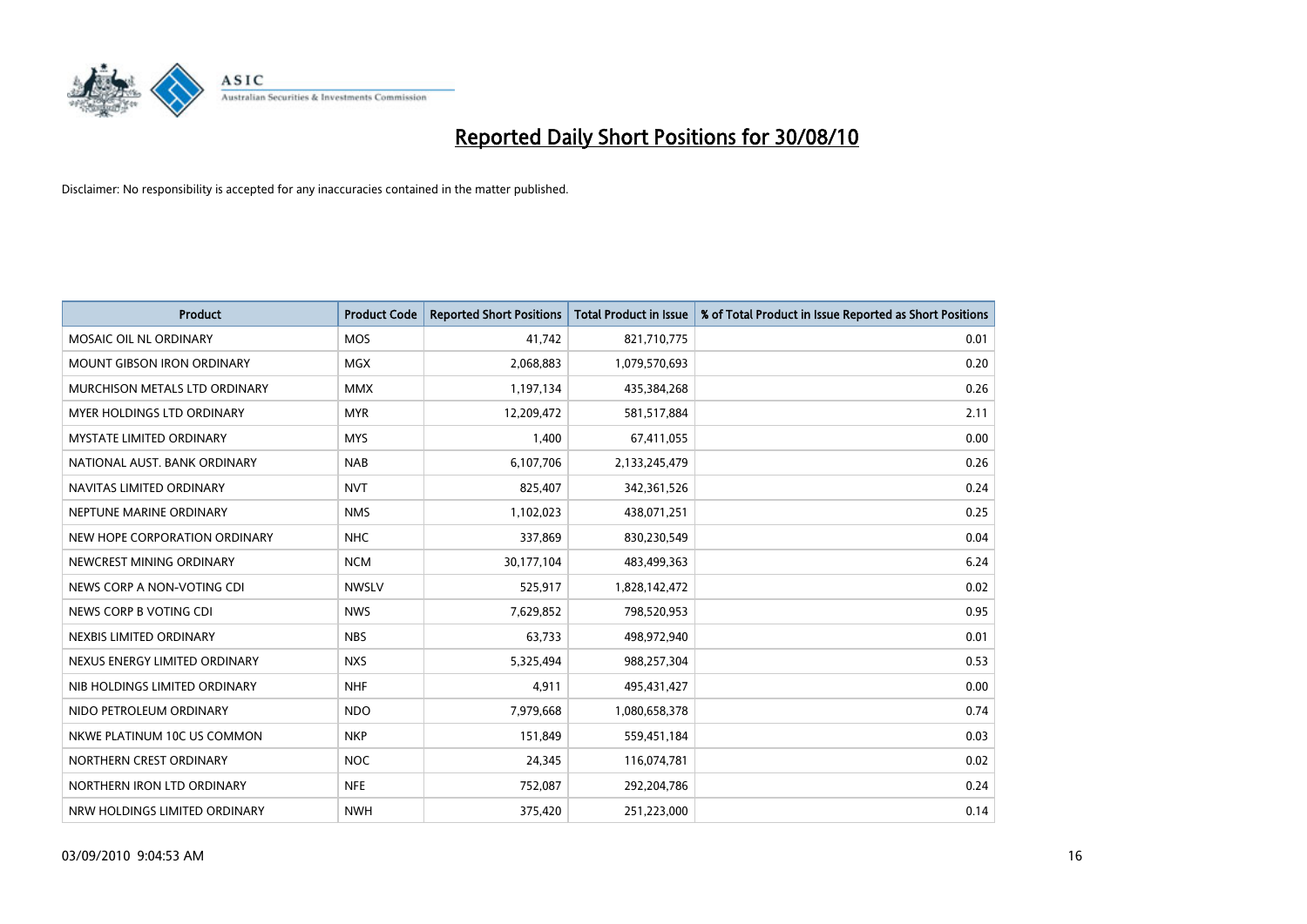# Reported Daily Short Positions for 30/08/10

Disclaimer: No responsibility is accepted for any inaccuracies contained in the matter published.

| Product | Product Code | Reported Short Positions | Total Product in Issue | % of Total Product in Issue Reported as Short Positions |
|---|---|---|---|---|
| MOSAIC OIL NL ORDINARY | MOS | 41,742 | 821,710,775 | 0.01 |
| MOUNT GIBSON IRON ORDINARY | MGX | 2,068,883 | 1,079,570,693 | 0.20 |
| MURCHISON METALS LTD ORDINARY | MMX | 1,197,134 | 435,384,268 | 0.26 |
| MYER HOLDINGS LTD ORDINARY | MYR | 12,209,472 | 581,517,884 | 2.11 |
| MYSTATE LIMITED ORDINARY | MYS | 1,400 | 67,411,055 | 0.00 |
| NATIONAL AUST. BANK ORDINARY | NAB | 6,107,706 | 2,133,245,479 | 0.26 |
| NAVITAS LIMITED ORDINARY | NVT | 825,407 | 342,361,526 | 0.24 |
| NEPTUNE MARINE ORDINARY | NMS | 1,102,023 | 438,071,251 | 0.25 |
| NEW HOPE CORPORATION ORDINARY | NHC | 337,869 | 830,230,549 | 0.04 |
| NEWCREST MINING ORDINARY | NCM | 30,177,104 | 483,499,363 | 6.24 |
| NEWS CORP A NON-VOTING CDI | NWSLV | 525,917 | 1,828,142,472 | 0.02 |
| NEWS CORP B VOTING CDI | NWS | 7,629,852 | 798,520,953 | 0.95 |
| NEXBIS LIMITED ORDINARY | NBS | 63,733 | 498,972,940 | 0.01 |
| NEXUS ENERGY LIMITED ORDINARY | NXS | 5,325,494 | 988,257,304 | 0.53 |
| NIB HOLDINGS LIMITED ORDINARY | NHF | 4,911 | 495,431,427 | 0.00 |
| NIDO PETROLEUM ORDINARY | NDO | 7,979,668 | 1,080,658,378 | 0.74 |
| NKWE PLATINUM 10C US COMMON | NKP | 151,849 | 559,451,184 | 0.03 |
| NORTHERN CREST ORDINARY | NOC | 24,345 | 116,074,781 | 0.02 |
| NORTHERN IRON LTD ORDINARY | NFE | 752,087 | 292,204,786 | 0.24 |
| NRW HOLDINGS LIMITED ORDINARY | NWH | 375,420 | 251,223,000 | 0.14 |

03/09/2010 9:04:53 AM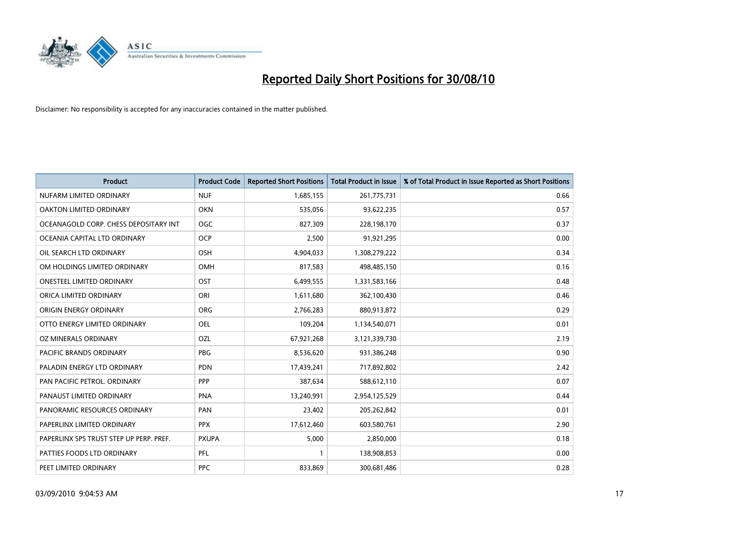# Reported Daily Short Positions for 30/08/10

Disclaimer: No responsibility is accepted for any inaccuracies contained in the matter published.

| Product | Product Code | Reported Short Positions | Total Product in Issue | % of Total Product in Issue Reported as Short Positions |
|---|---|---|---|---|
| NUFARM LIMITED ORDINARY | NUF | 1,685,155 | 261,775,731 | 0.66 |
| OAKTON LIMITED ORDINARY | OKN | 535,056 | 93,622,235 | 0.57 |
| OCEANAGOLD CORP. CHESS DEPOSITARY INT | OGC | 827,309 | 228,198,170 | 0.37 |
| OCEANIA CAPITAL LTD ORDINARY | OCP | 2,500 | 91,921,295 | 0.00 |
| OIL SEARCH LTD ORDINARY | OSH | 4,904,033 | 1,308,279,222 | 0.34 |
| OM HOLDINGS LIMITED ORDINARY | OMH | 817,583 | 498,485,150 | 0.16 |
| ONESTEEL LIMITED ORDINARY | OST | 6,499,555 | 1,331,583,166 | 0.48 |
| ORICA LIMITED ORDINARY | ORI | 1,611,680 | 362,100,430 | 0.46 |
| ORIGIN ENERGY ORDINARY | ORG | 2,766,283 | 880,913,872 | 0.29 |
| OTTO ENERGY LIMITED ORDINARY | OEL | 109,204 | 1,134,540,071 | 0.01 |
| OZ MINERALS ORDINARY | OZL | 67,921,268 | 3,121,339,730 | 2.19 |
| PACIFIC BRANDS ORDINARY | PBG | 8,536,620 | 931,386,248 | 0.90 |
| PALADIN ENERGY LTD ORDINARY | PDN | 17,439,241 | 717,892,802 | 2.42 |
| PAN PACIFIC PETROL. ORDINARY | PPP | 387,634 | 588,612,110 | 0.07 |
| PANAUST LIMITED ORDINARY | PNA | 13,240,991 | 2,954,125,529 | 0.44 |
| PANORAMIC RESOURCES ORDINARY | PAN | 23,402 | 205,262,842 | 0.01 |
| PAPERLINX LIMITED ORDINARY | PPX | 17,612,460 | 603,580,761 | 2.90 |
| PAPERLINX SPS TRUST STEP UP PERP. PREF. | PXUPA | 5,000 | 2,850,000 | 0.18 |
| PATTIES FOODS LTD ORDINARY | PFL | 1 | 138,908,853 | 0.00 |
| PEET LIMITED ORDINARY | PPC | 833,869 | 300,681,486 | 0.28 |

03/09/2010 9:04:53 AM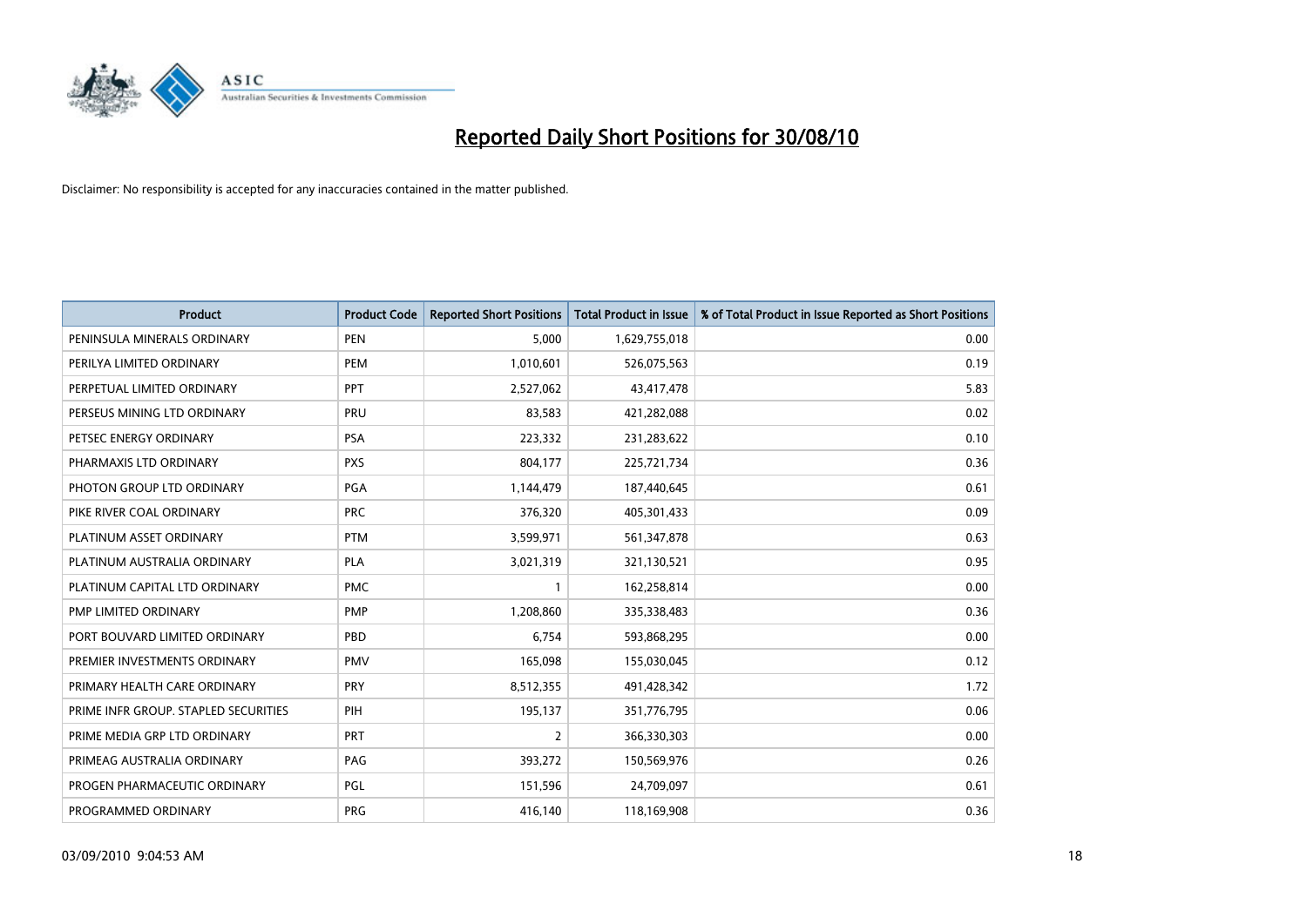# Reported Daily Short Positions for 30/08/10

Disclaimer: No responsibility is accepted for any inaccuracies contained in the matter published.

| Product | Product Code | Reported Short Positions | Total Product in Issue | % of Total Product in Issue Reported as Short Positions |
|---|---|---|---|---|
| PENINSULA MINERALS ORDINARY | PEN | 5,000 | 1,629,755,018 | 0.00 |
| PERILYA LIMITED ORDINARY | PEM | 1,010,601 | 526,075,563 | 0.19 |
| PERPETUAL LIMITED ORDINARY | PPT | 2,527,062 | 43,417,478 | 5.83 |
| PERSEUS MINING LTD ORDINARY | PRU | 83,583 | 421,282,088 | 0.02 |
| PETSEC ENERGY ORDINARY | PSA | 223,332 | 231,283,622 | 0.10 |
| PHARMAXIS LTD ORDINARY | PXS | 804,177 | 225,721,734 | 0.36 |
| PHOTON GROUP LTD ORDINARY | PGA | 1,144,479 | 187,440,645 | 0.61 |
| PIKE RIVER COAL ORDINARY | PRC | 376,320 | 405,301,433 | 0.09 |
| PLATINUM ASSET ORDINARY | PTM | 3,599,971 | 561,347,878 | 0.63 |
| PLATINUM AUSTRALIA ORDINARY | PLA | 3,021,319 | 321,130,521 | 0.95 |
| PLATINUM CAPITAL LTD ORDINARY | PMC | 1 | 162,258,814 | 0.00 |
| PMP LIMITED ORDINARY | PMP | 1,208,860 | 335,338,483 | 0.36 |
| PORT BOUVARD LIMITED ORDINARY | PBD | 6,754 | 593,868,295 | 0.00 |
| PREMIER INVESTMENTS ORDINARY | PMV | 165,098 | 155,030,045 | 0.12 |
| PRIMARY HEALTH CARE ORDINARY | PRY | 8,512,355 | 491,428,342 | 1.72 |
| PRIME INFR GROUP. STAPLED SECURITIES | PIH | 195,137 | 351,776,795 | 0.06 |
| PRIME MEDIA GRP LTD ORDINARY | PRT | 2 | 366,330,303 | 0.00 |
| PRIMEAG AUSTRALIA ORDINARY | PAG | 393,272 | 150,569,976 | 0.26 |
| PROGEN PHARMACEUTIC ORDINARY | PGL | 151,596 | 24,709,097 | 0.61 |
| PROGRAMMED ORDINARY | PRG | 416,140 | 118,169,908 | 0.36 |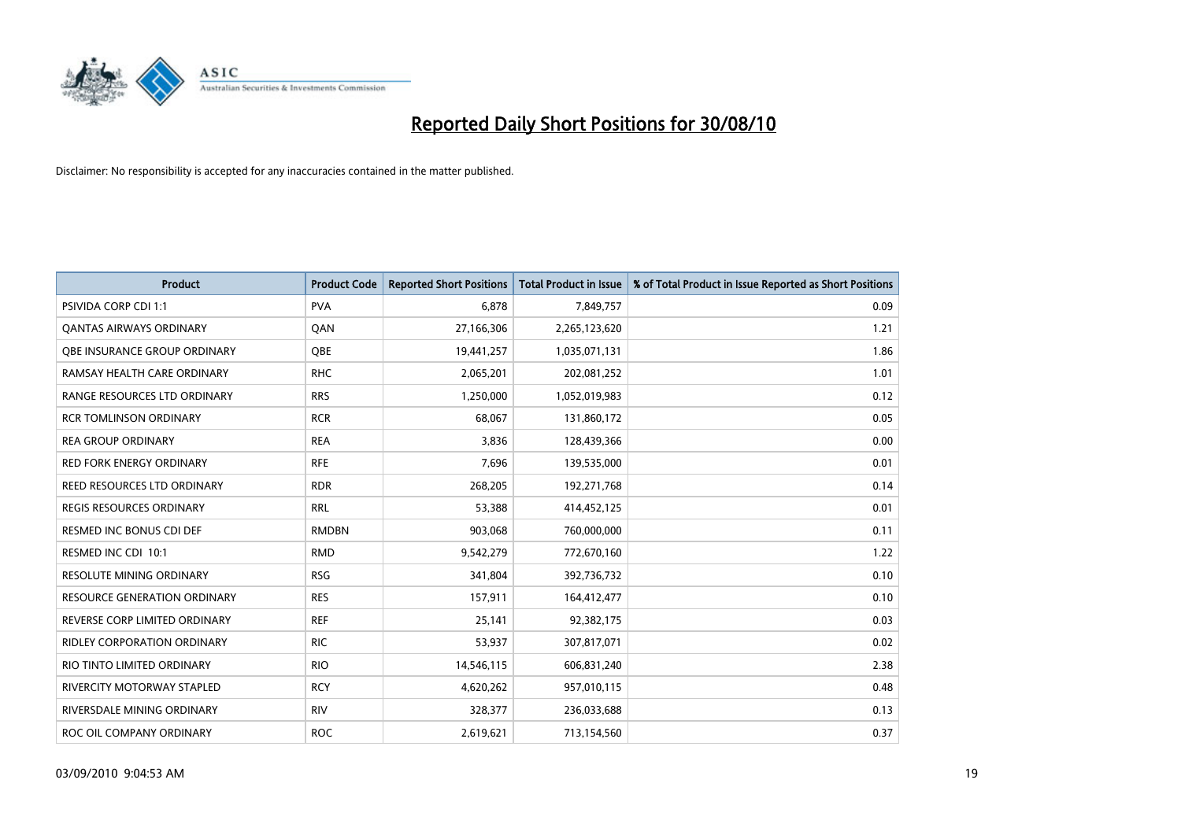# Reported Daily Short Positions for 30/08/10

Disclaimer: No responsibility is accepted for any inaccuracies contained in the matter published.

| Product | Product Code | Reported Short Positions | Total Product in Issue | % of Total Product in Issue Reported as Short Positions |
|---|---|---|---|---|
| PSIVIDA CORP CDI 1:1 | PVA | 6,878 | 7,849,757 | 0.09 |
| QANTAS AIRWAYS ORDINARY | QAN | 27,166,306 | 2,265,123,620 | 1.21 |
| QBE INSURANCE GROUP ORDINARY | QBE | 19,441,257 | 1,035,071,131 | 1.86 |
| RAMSAY HEALTH CARE ORDINARY | RHC | 2,065,201 | 202,081,252 | 1.01 |
| RANGE RESOURCES LTD ORDINARY | RRS | 1,250,000 | 1,052,019,983 | 0.12 |
| RCR TOMLINSON ORDINARY | RCR | 68,067 | 131,860,172 | 0.05 |
| REA GROUP ORDINARY | REA | 3,836 | 128,439,366 | 0.00 |
| RED FORK ENERGY ORDINARY | RFE | 7,696 | 139,535,000 | 0.01 |
| REED RESOURCES LTD ORDINARY | RDR | 268,205 | 192,271,768 | 0.14 |
| REGIS RESOURCES ORDINARY | RRL | 53,388 | 414,452,125 | 0.01 |
| RESMED INC BONUS CDI DEF | RMDBN | 903,068 | 760,000,000 | 0.11 |
| RESMED INC CDI 10:1 | RMD | 9,542,279 | 772,670,160 | 1.22 |
| RESOLUTE MINING ORDINARY | RSG | 341,804 | 392,736,732 | 0.10 |
| RESOURCE GENERATION ORDINARY | RES | 157,911 | 164,412,477 | 0.10 |
| REVERSE CORP LIMITED ORDINARY | REF | 25,141 | 92,382,175 | 0.03 |
| RIDLEY CORPORATION ORDINARY | RIC | 53,937 | 307,817,071 | 0.02 |
| RIO TINTO LIMITED ORDINARY | RIO | 14,546,115 | 606,831,240 | 2.38 |
| RIVERCITY MOTORWAY STAPLED | RCY | 4,620,262 | 957,010,115 | 0.48 |
| RIVERSDALE MINING ORDINARY | RIV | 328,377 | 236,033,688 | 0.13 |
| ROC OIL COMPANY ORDINARY | ROC | 2,619,621 | 713,154,560 | 0.37 |

03/09/2010 9:04:53 AM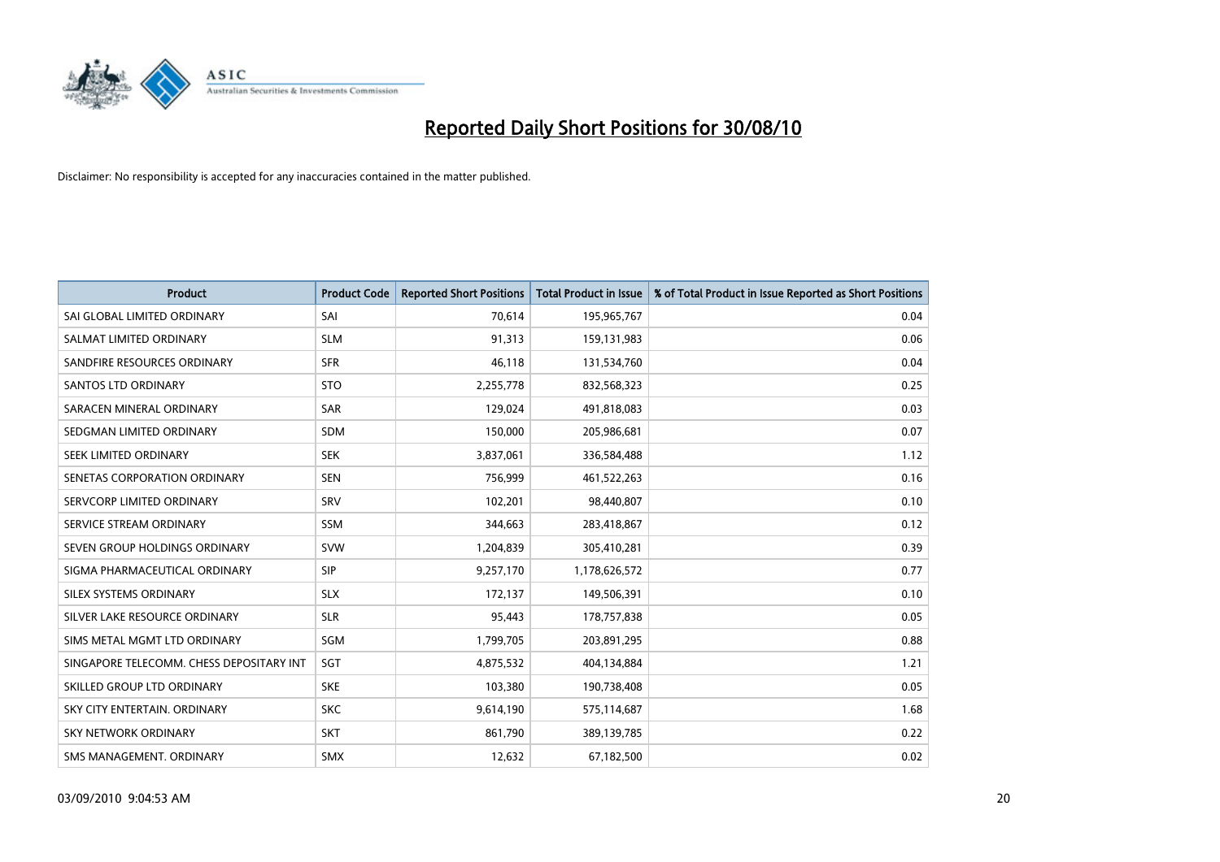# Reported Daily Short Positions for 30/08/10

Disclaimer: No responsibility is accepted for any inaccuracies contained in the matter published.

| Product | Product Code | Reported Short Positions | Total Product in Issue | % of Total Product in Issue Reported as Short Positions |
|---|---|---|---|---|
| SAI GLOBAL LIMITED ORDINARY | SAI | 70,614 | 195,965,767 | 0.04 |
| SALMAT LIMITED ORDINARY | SLM | 91,313 | 159,131,983 | 0.06 |
| SANDFIRE RESOURCES ORDINARY | SFR | 46,118 | 131,534,760 | 0.04 |
| SANTOS LTD ORDINARY | STO | 2,255,778 | 832,568,323 | 0.25 |
| SARACEN MINERAL ORDINARY | SAR | 129,024 | 491,818,083 | 0.03 |
| SEDGMAN LIMITED ORDINARY | SDM | 150,000 | 205,986,681 | 0.07 |
| SEEK LIMITED ORDINARY | SEK | 3,837,061 | 336,584,488 | 1.12 |
| SENETAS CORPORATION ORDINARY | SEN | 756,999 | 461,522,263 | 0.16 |
| SERVCORP LIMITED ORDINARY | SRV | 102,201 | 98,440,807 | 0.10 |
| SERVICE STREAM ORDINARY | SSM | 344,663 | 283,418,867 | 0.12 |
| SEVEN GROUP HOLDINGS ORDINARY | SVW | 1,204,839 | 305,410,281 | 0.39 |
| SIGMA PHARMACEUTICAL ORDINARY | SIP | 9,257,170 | 1,178,626,572 | 0.77 |
| SILEX SYSTEMS ORDINARY | SLX | 172,137 | 149,506,391 | 0.10 |
| SILVER LAKE RESOURCE ORDINARY | SLR | 95,443 | 178,757,838 | 0.05 |
| SIMS METAL MGMT LTD ORDINARY | SGM | 1,799,705 | 203,891,295 | 0.88 |
| SINGAPORE TELECOMM. CHESS DEPOSITARY INT | SGT | 4,875,532 | 404,134,884 | 1.21 |
| SKILLED GROUP LTD ORDINARY | SKE | 103,380 | 190,738,408 | 0.05 |
| SKY CITY ENTERTAIN. ORDINARY | SKC | 9,614,190 | 575,114,687 | 1.68 |
| SKY NETWORK ORDINARY | SKT | 861,790 | 389,139,785 | 0.22 |
| SMS MANAGEMENT. ORDINARY | SMX | 12,632 | 67,182,500 | 0.02 |

03/09/2010 9:04:53 AM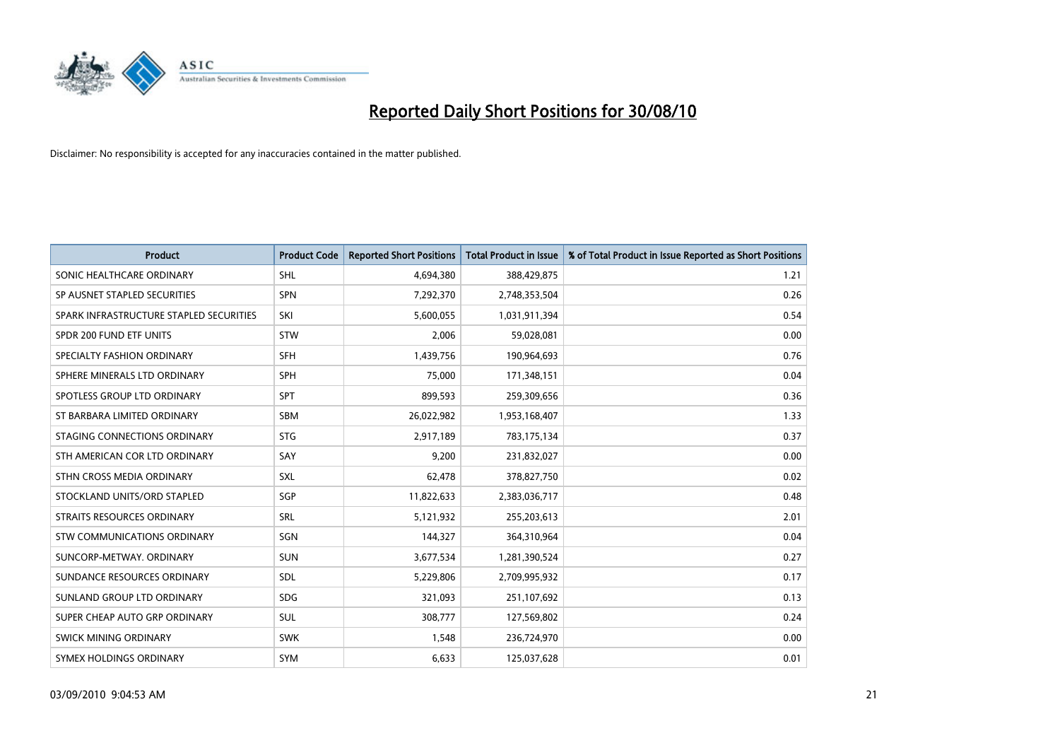# Reported Daily Short Positions for 30/08/10

Disclaimer: No responsibility is accepted for any inaccuracies contained in the matter published.

| Product | Product Code | Reported Short Positions | Total Product in Issue | % of Total Product in Issue Reported as Short Positions |
|---|---|---|---|---|
| SONIC HEALTHCARE ORDINARY | SHL | 4,694,380 | 388,429,875 | 1.21 |
| SP AUSNET STAPLED SECURITIES | SPN | 7,292,370 | 2,748,353,504 | 0.26 |
| SPARK INFRASTRUCTURE STAPLED SECURITIES | SKI | 5,600,055 | 1,031,911,394 | 0.54 |
| SPDR 200 FUND ETF UNITS | STW | 2,006 | 59,028,081 | 0.00 |
| SPECIALTY FASHION ORDINARY | SFH | 1,439,756 | 190,964,693 | 0.76 |
| SPHERE MINERALS LTD ORDINARY | SPH | 75,000 | 171,348,151 | 0.04 |
| SPOTLESS GROUP LTD ORDINARY | SPT | 899,593 | 259,309,656 | 0.36 |
| ST BARBARA LIMITED ORDINARY | SBM | 26,022,982 | 1,953,168,407 | 1.33 |
| STAGING CONNECTIONS ORDINARY | STG | 2,917,189 | 783,175,134 | 0.37 |
| STH AMERICAN COR LTD ORDINARY | SAY | 9,200 | 231,832,027 | 0.00 |
| STHN CROSS MEDIA ORDINARY | SXL | 62,478 | 378,827,750 | 0.02 |
| STOCKLAND UNITS/ORD STAPLED | SGP | 11,822,633 | 2,383,036,717 | 0.48 |
| STRAITS RESOURCES ORDINARY | SRL | 5,121,932 | 255,203,613 | 2.01 |
| STW COMMUNICATIONS ORDINARY | SGN | 144,327 | 364,310,964 | 0.04 |
| SUNCORP-METWAY. ORDINARY | SUN | 3,677,534 | 1,281,390,524 | 0.27 |
| SUNDANCE RESOURCES ORDINARY | SDL | 5,229,806 | 2,709,995,932 | 0.17 |
| SUNLAND GROUP LTD ORDINARY | SDG | 321,093 | 251,107,692 | 0.13 |
| SUPER CHEAP AUTO GRP ORDINARY | SUL | 308,777 | 127,569,802 | 0.24 |
| SWICK MINING ORDINARY | SWK | 1,548 | 236,724,970 | 0.00 |
| SYMEX HOLDINGS ORDINARY | SYM | 6,633 | 125,037,628 | 0.01 |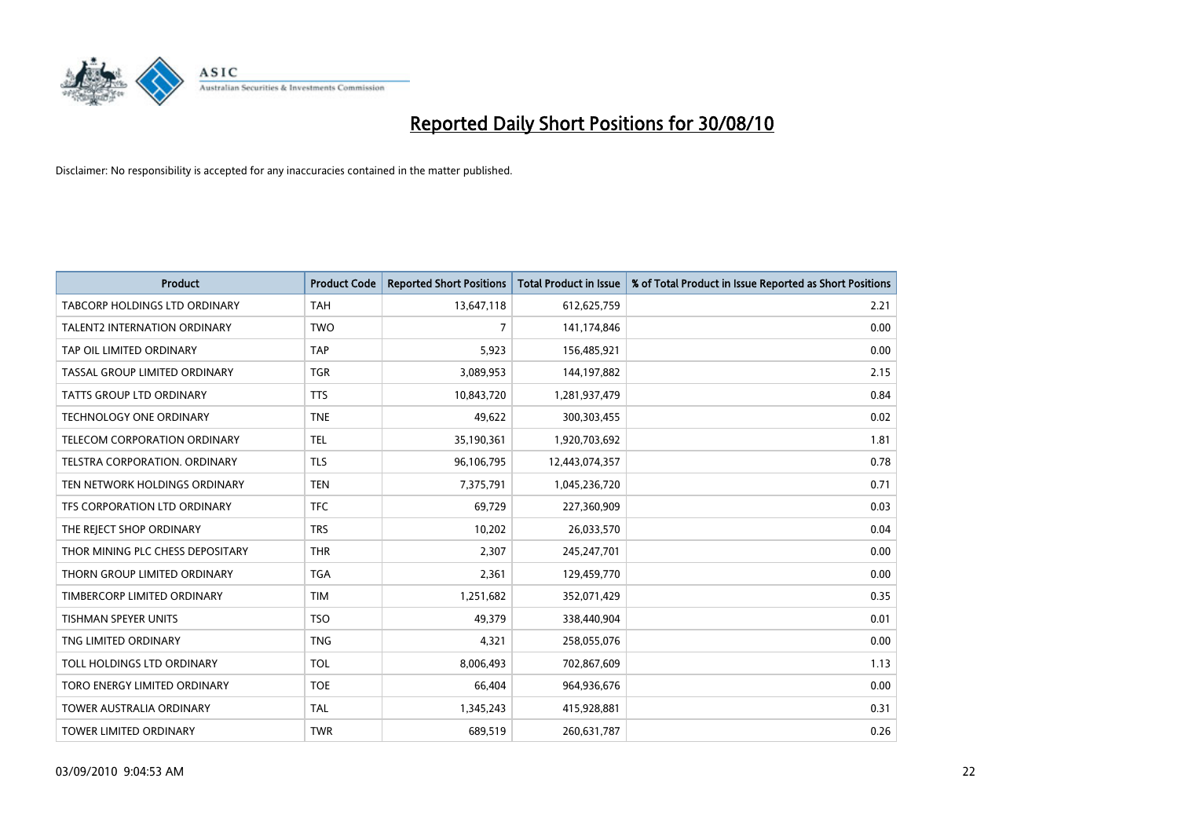# Reported Daily Short Positions for 30/08/10

Disclaimer: No responsibility is accepted for any inaccuracies contained in the matter published.

| Product | Product Code | Reported Short Positions | Total Product in Issue | % of Total Product in Issue Reported as Short Positions |
|---|---|---|---|---|
| TABCORP HOLDINGS LTD ORDINARY | TAH | 13,647,118 | 612,625,759 | 2.21 |
| TALENT2 INTERNATION ORDINARY | TWO | 7 | 141,174,846 | 0.00 |
| TAP OIL LIMITED ORDINARY | TAP | 5,923 | 156,485,921 | 0.00 |
| TASSAL GROUP LIMITED ORDINARY | TGR | 3,089,953 | 144,197,882 | 2.15 |
| TATTS GROUP LTD ORDINARY | TTS | 10,843,720 | 1,281,937,479 | 0.84 |
| TECHNOLOGY ONE ORDINARY | TNE | 49,622 | 300,303,455 | 0.02 |
| TELECOM CORPORATION ORDINARY | TEL | 35,190,361 | 1,920,703,692 | 1.81 |
| TELSTRA CORPORATION. ORDINARY | TLS | 96,106,795 | 12,443,074,357 | 0.78 |
| TEN NETWORK HOLDINGS ORDINARY | TEN | 7,375,791 | 1,045,236,720 | 0.71 |
| TFS CORPORATION LTD ORDINARY | TFC | 69,729 | 227,360,909 | 0.03 |
| THE REJECT SHOP ORDINARY | TRS | 10,202 | 26,033,570 | 0.04 |
| THOR MINING PLC CHESS DEPOSITARY | THR | 2,307 | 245,247,701 | 0.00 |
| THORN GROUP LIMITED ORDINARY | TGA | 2,361 | 129,459,770 | 0.00 |
| TIMBERCORP LIMITED ORDINARY | TIM | 1,251,682 | 352,071,429 | 0.35 |
| TISHMAN SPEYER UNITS | TSO | 49,379 | 338,440,904 | 0.01 |
| TNG LIMITED ORDINARY | TNG | 4,321 | 258,055,076 | 0.00 |
| TOLL HOLDINGS LTD ORDINARY | TOL | 8,006,493 | 702,867,609 | 1.13 |
| TORO ENERGY LIMITED ORDINARY | TOE | 66,404 | 964,936,676 | 0.00 |
| TOWER AUSTRALIA ORDINARY | TAL | 1,345,243 | 415,928,881 | 0.31 |
| TOWER LIMITED ORDINARY | TWR | 689,519 | 260,631,787 | 0.26 |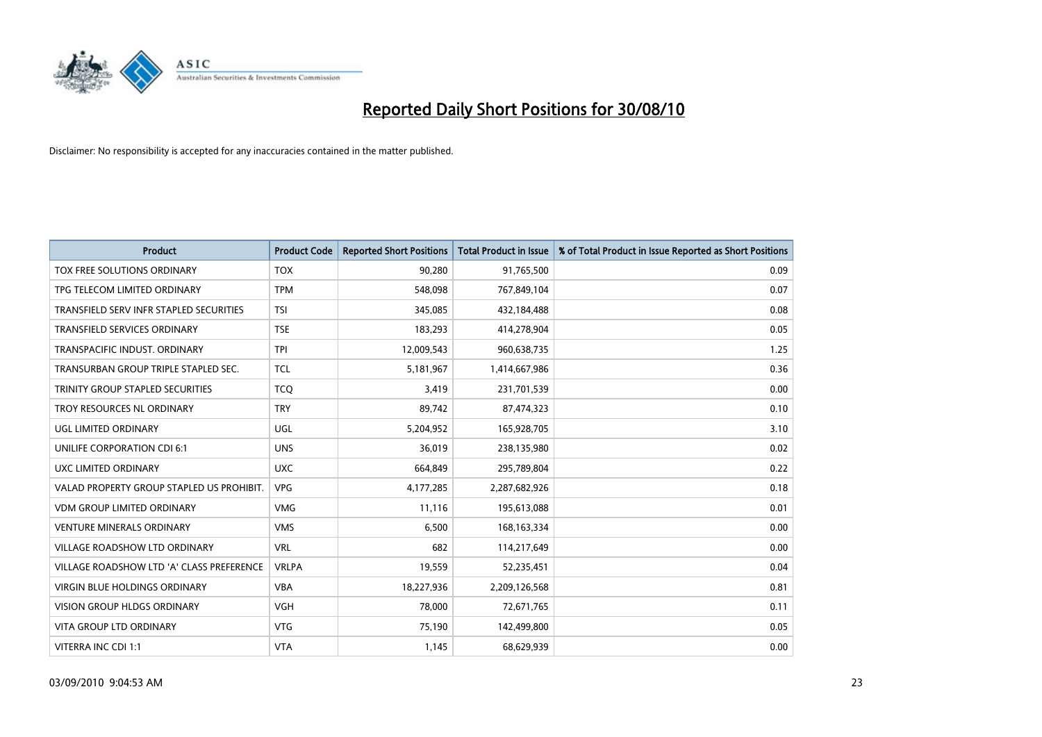# Reported Daily Short Positions for 30/08/10

Disclaimer: No responsibility is accepted for any inaccuracies contained in the matter published.

| Product | Product Code | Reported Short Positions | Total Product in Issue | % of Total Product in Issue Reported as Short Positions |
|---|---|---|---|---|
| TOX FREE SOLUTIONS ORDINARY | TOX | 90,280 | 91,765,500 | 0.09 |
| TPG TELECOM LIMITED ORDINARY | TPM | 548,098 | 767,849,104 | 0.07 |
| TRANSFIELD SERV INFR STAPLED SECURITIES | TSI | 345,085 | 432,184,488 | 0.08 |
| TRANSFIELD SERVICES ORDINARY | TSE | 183,293 | 414,278,904 | 0.05 |
| TRANSPACIFIC INDUST. ORDINARY | TPI | 12,009,543 | 960,638,735 | 1.25 |
| TRANSURBAN GROUP TRIPLE STAPLED SEC. | TCL | 5,181,967 | 1,414,667,986 | 0.36 |
| TRINITY GROUP STAPLED SECURITIES | TCQ | 3,419 | 231,701,539 | 0.00 |
| TROY RESOURCES NL ORDINARY | TRY | 89,742 | 87,474,323 | 0.10 |
| UGL LIMITED ORDINARY | UGL | 5,204,952 | 165,928,705 | 3.10 |
| UNILIFE CORPORATION CDI 6:1 | UNS | 36,019 | 238,135,980 | 0.02 |
| UXC LIMITED ORDINARY | UXC | 664,849 | 295,789,804 | 0.22 |
| VALAD PROPERTY GROUP STAPLED US PROHIBIT. | VPG | 4,177,285 | 2,287,682,926 | 0.18 |
| VDM GROUP LIMITED ORDINARY | VMG | 11,116 | 195,613,088 | 0.01 |
| VENTURE MINERALS ORDINARY | VMS | 6,500 | 168,163,334 | 0.00 |
| VILLAGE ROADSHOW LTD ORDINARY | VRL | 682 | 114,217,649 | 0.00 |
| VILLAGE ROADSHOW LTD 'A' CLASS PREFERENCE | VRLPA | 19,559 | 52,235,451 | 0.04 |
| VIRGIN BLUE HOLDINGS ORDINARY | VBA | 18,227,936 | 2,209,126,568 | 0.81 |
| VISION GROUP HLDGS ORDINARY | VGH | 78,000 | 72,671,765 | 0.11 |
| VITA GROUP LTD ORDINARY | VTG | 75,190 | 142,499,800 | 0.05 |
| VITERRA INC CDI 1:1 | VTA | 1,145 | 68,629,939 | 0.00 |

03/09/2010 9:04:53 AM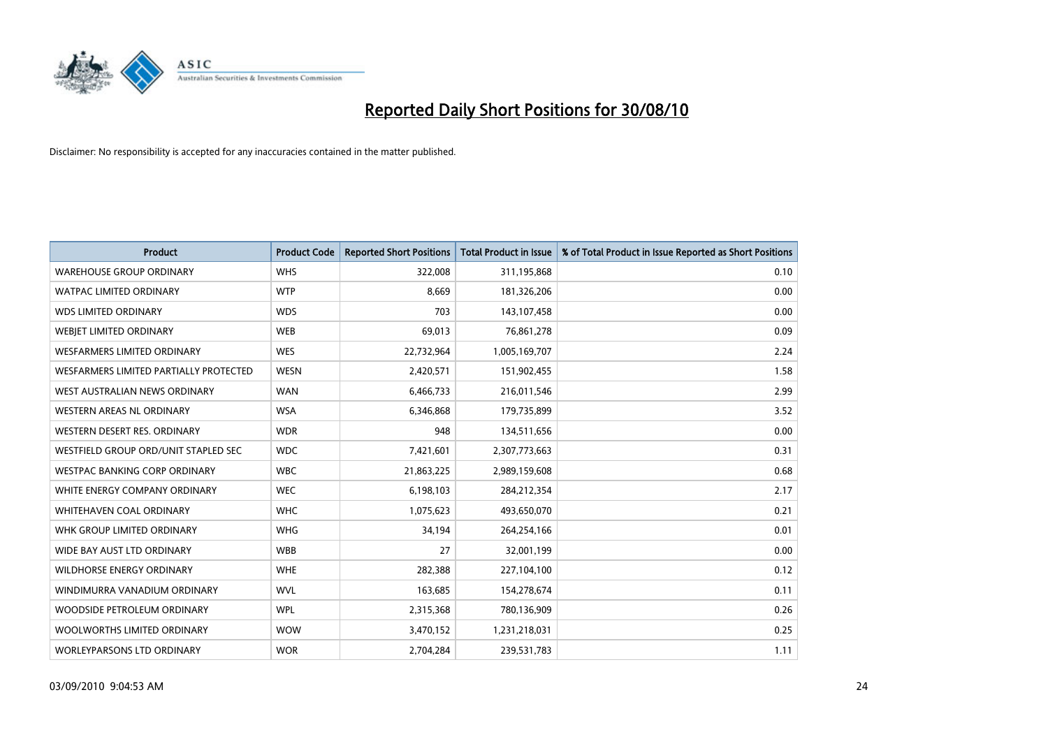# Reported Daily Short Positions for 30/08/10

Disclaimer: No responsibility is accepted for any inaccuracies contained in the matter published.

| Product | Product Code | Reported Short Positions | Total Product in Issue | % of Total Product in Issue Reported as Short Positions |
|---|---|---|---|---|
| WAREHOUSE GROUP ORDINARY | WHS | 322,008 | 311,195,868 | 0.10 |
| WATPAC LIMITED ORDINARY | WTP | 8,669 | 181,326,206 | 0.00 |
| WDS LIMITED ORDINARY | WDS | 703 | 143,107,458 | 0.00 |
| WEBJET LIMITED ORDINARY | WEB | 69,013 | 76,861,278 | 0.09 |
| WESFARMERS LIMITED ORDINARY | WES | 22,732,964 | 1,005,169,707 | 2.24 |
| WESFARMERS LIMITED PARTIALLY PROTECTED | WESN | 2,420,571 | 151,902,455 | 1.58 |
| WEST AUSTRALIAN NEWS ORDINARY | WAN | 6,466,733 | 216,011,546 | 2.99 |
| WESTERN AREAS NL ORDINARY | WSA | 6,346,868 | 179,735,899 | 3.52 |
| WESTERN DESERT RES. ORDINARY | WDR | 948 | 134,511,656 | 0.00 |
| WESTFIELD GROUP ORD/UNIT STAPLED SEC | WDC | 7,421,601 | 2,307,773,663 | 0.31 |
| WESTPAC BANKING CORP ORDINARY | WBC | 21,863,225 | 2,989,159,608 | 0.68 |
| WHITE ENERGY COMPANY ORDINARY | WEC | 6,198,103 | 284,212,354 | 2.17 |
| WHITEHAVEN COAL ORDINARY | WHC | 1,075,623 | 493,650,070 | 0.21 |
| WHK GROUP LIMITED ORDINARY | WHG | 34,194 | 264,254,166 | 0.01 |
| WIDE BAY AUST LTD ORDINARY | WBB | 27 | 32,001,199 | 0.00 |
| WILDHORSE ENERGY ORDINARY | WHE | 282,388 | 227,104,100 | 0.12 |
| WINDIMURRA VANADIUM ORDINARY | WVL | 163,685 | 154,278,674 | 0.11 |
| WOODSIDE PETROLEUM ORDINARY | WPL | 2,315,368 | 780,136,909 | 0.26 |
| WOOLWORTHS LIMITED ORDINARY | WOW | 3,470,152 | 1,231,218,031 | 0.25 |
| WORLEYPARSONS LTD ORDINARY | WOR | 2,704,284 | 239,531,783 | 1.11 |

03/09/2010 9:04:53 AM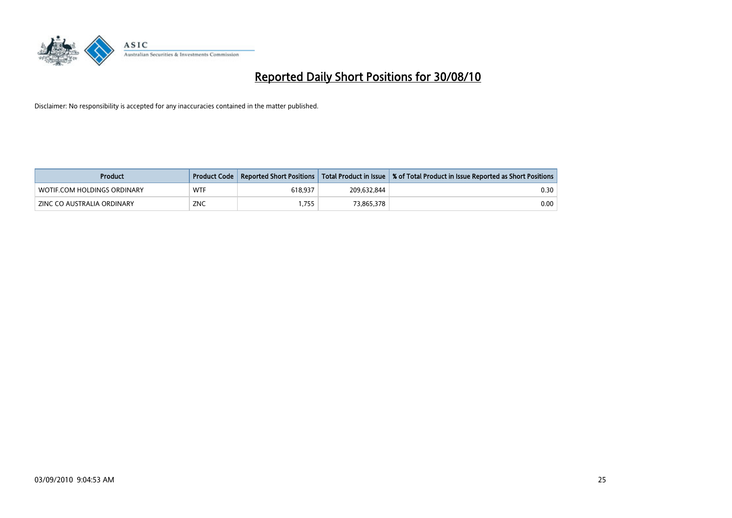# Reported Daily Short Positions for 30/08/10

Disclaimer: No responsibility is accepted for any inaccuracies contained in the matter published.

| Product | Product Code | Reported Short Positions | Total Product in Issue | % of Total Product in Issue Reported as Short Positions |
|---|---|---|---|---|
| WOTIF.COM HOLDINGS ORDINARY | WTF | 618,937 | 209,632,844 | 0.30 |
| ZINC CO AUSTRALIA ORDINARY | ZNC | 1,755 | 73,865,378 | 0.00 |